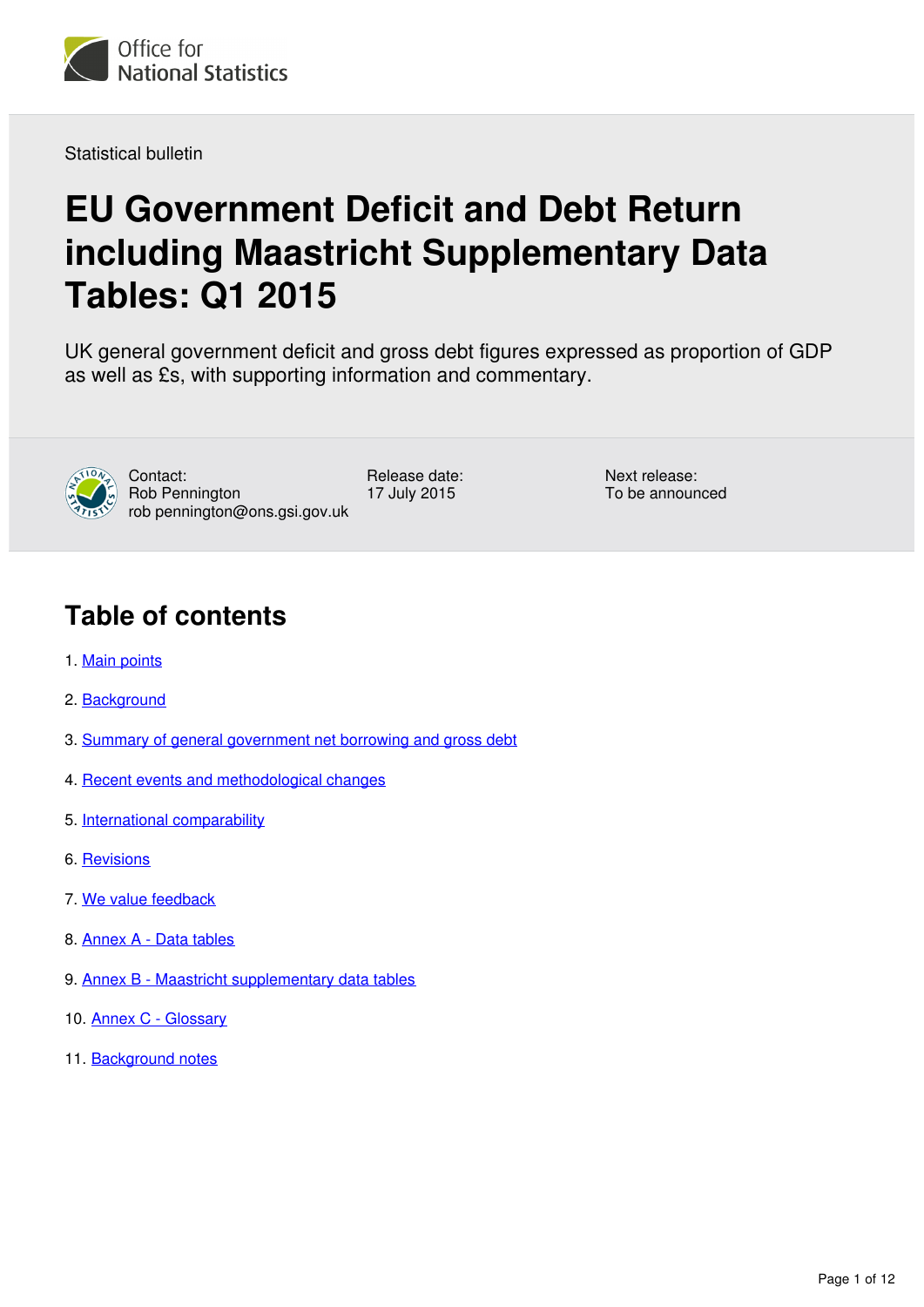Office for National Statistics

Statistical bulletin

# EU Government Deficit and Debt Return including Maastricht Supplementary Data Tables: Q1 2015

UK general government deficit and gross debt figures expressed as proportion of GDP as well as £s, with supporting information and commentary.

Contact:
Rob Pennington
rob pennington@ons.gsi.gov.uk

Release date:
17 July 2015

Next release:
To be announced

## Table of contents

1. Main points
2. Background
3. Summary of general government net borrowing and gross debt
4. Recent events and methodological changes
5. International comparability
6. Revisions
7. We value feedback
8. Annex A - Data tables
9. Annex B - Maastricht supplementary data tables
10. Annex C - Glossary
11. Background notes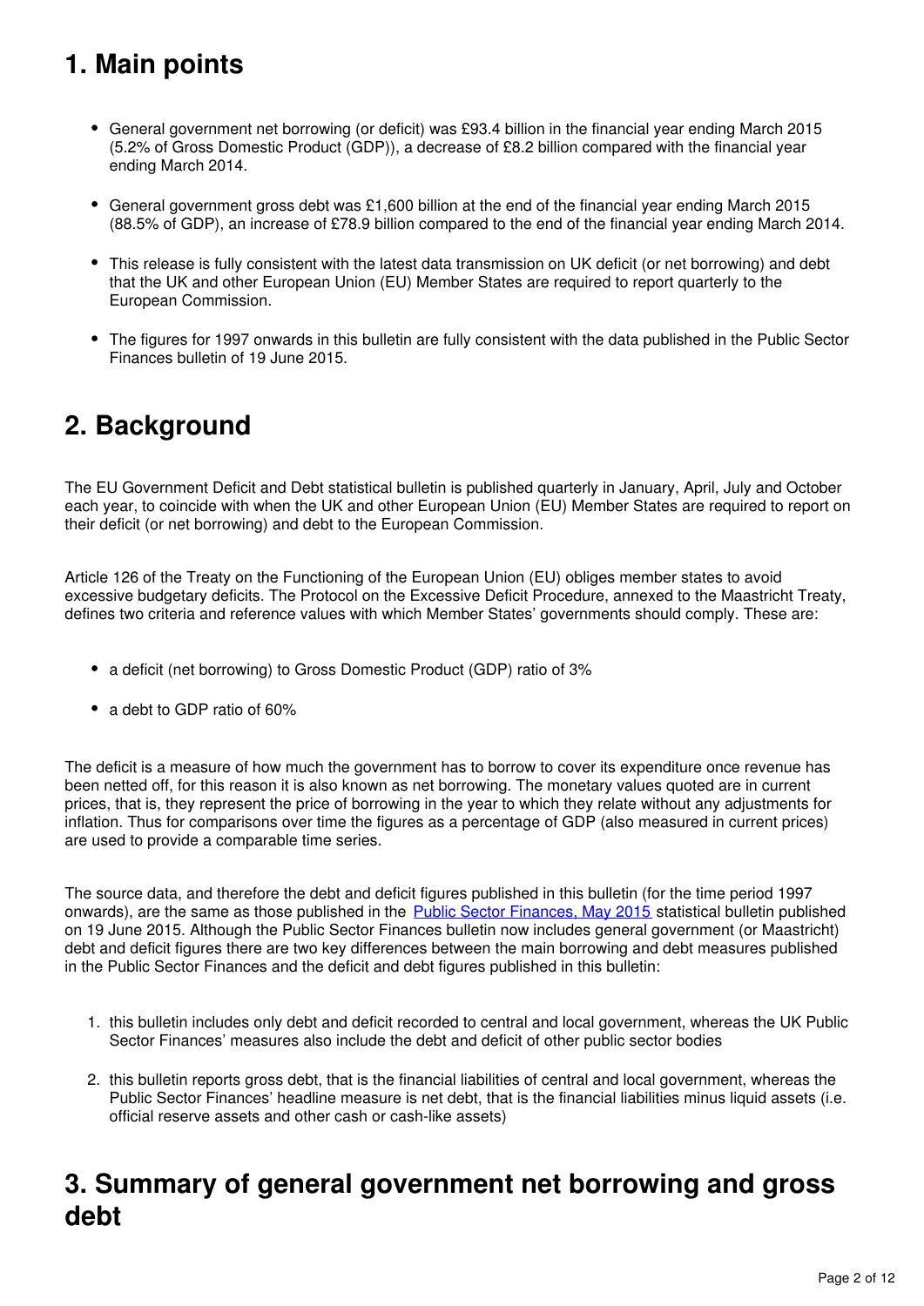## 1. Main points

- General government net borrowing (or deficit) was £93.4 billion in the financial year ending March 2015 (5.2% of Gross Domestic Product (GDP)), a decrease of £8.2 billion compared with the financial year ending March 2014.

- General government gross debt was £1,600 billion at the end of the financial year ending March 2015 (88.5% of GDP), an increase of £78.9 billion compared to the end of the financial year ending March 2014.

- This release is fully consistent with the latest data transmission on UK deficit (or net borrowing) and debt that the UK and other European Union (EU) Member States are required to report quarterly to the European Commission.

- The figures for 1997 onwards in this bulletin are fully consistent with the data published in the Public Sector Finances bulletin of 19 June 2015.

## 2. Background

The EU Government Deficit and Debt statistical bulletin is published quarterly in January, April, July and October each year, to coincide with when the UK and other European Union (EU) Member States are required to report on their deficit (or net borrowing) and debt to the European Commission.

Article 126 of the Treaty on the Functioning of the European Union (EU) obliges member states to avoid excessive budgetary deficits. The Protocol on the Excessive Deficit Procedure, annexed to the Maastricht Treaty, defines two criteria and reference values with which Member States' governments should comply. These are:

- a deficit (net borrowing) to Gross Domestic Product (GDP) ratio of 3%

- a debt to GDP ratio of 60%

The deficit is a measure of how much the government has to borrow to cover its expenditure once revenue has been netted off, for this reason it is also known as net borrowing. The monetary values quoted are in current prices, that is, they represent the price of borrowing in the year to which they relate without any adjustments for inflation. Thus for comparisons over time the figures as a percentage of GDP (also measured in current prices) are used to provide a comparable time series.

The source data, and therefore the debt and deficit figures published in this bulletin (for the time period 1997 onwards), are the same as those published in the Public Sector Finances, May 2015 statistical bulletin published on 19 June 2015. Although the Public Sector Finances bulletin now includes general government (or Maastricht) debt and deficit figures there are two key differences between the main borrowing and debt measures published in the Public Sector Finances and the deficit and debt figures published in this bulletin:

1. this bulletin includes only debt and deficit recorded to central and local government, whereas the UK Public Sector Finances' measures also include the debt and deficit of other public sector bodies

2. this bulletin reports gross debt, that is the financial liabilities of central and local government, whereas the Public Sector Finances' headline measure is net debt, that is the financial liabilities minus liquid assets (i.e. official reserve assets and other cash or cash-like assets)

## 3. Summary of general government net borrowing and gross debt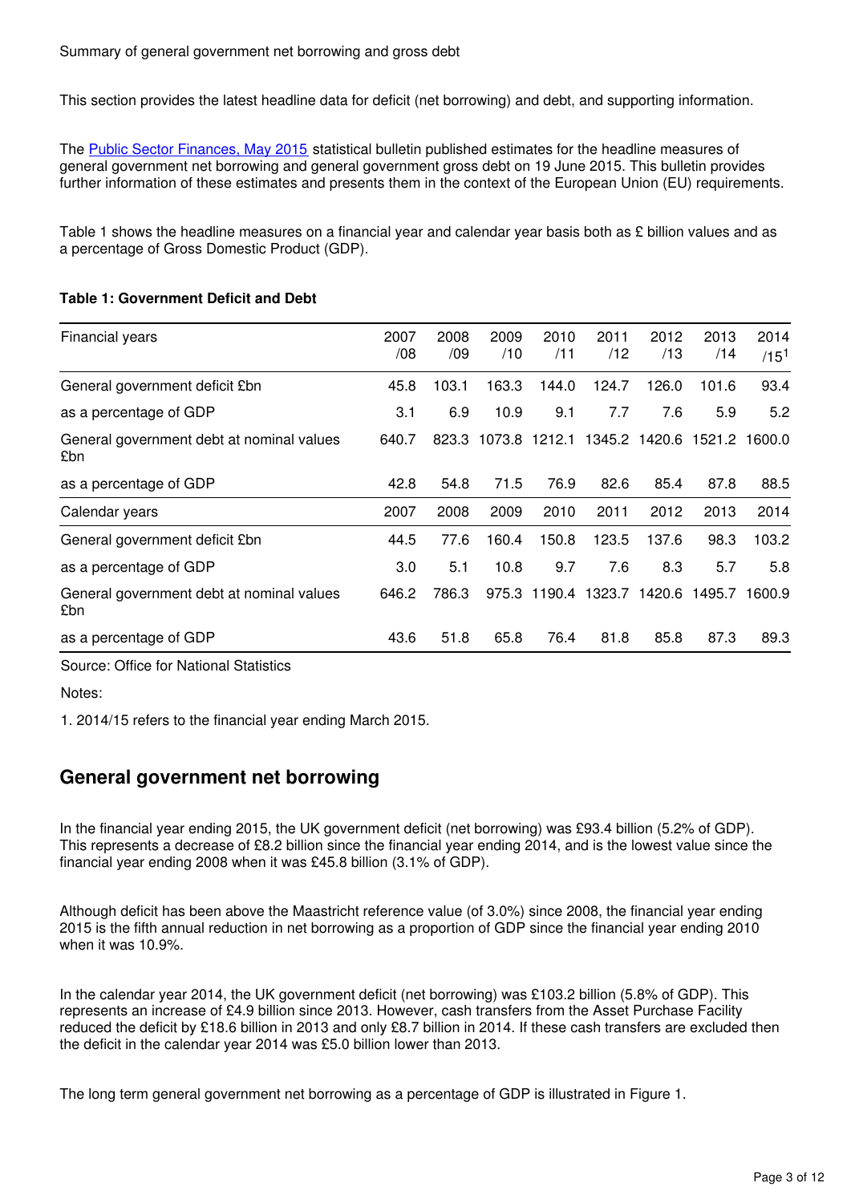Summary of general government net borrowing and gross debt

This section provides the latest headline data for deficit (net borrowing) and debt, and supporting information.

The Public Sector Finances, May 2015 statistical bulletin published estimates for the headline measures of general government net borrowing and general government gross debt on 19 June 2015. This bulletin provides further information of these estimates and presents them in the context of the European Union (EU) requirements.

Table 1 shows the headline measures on a financial year and calendar year basis both as £ billion values and as a percentage of Gross Domestic Product (GDP).

**Table 1: Government Deficit and Debt**

| Financial years | 2007/08 | 2008/09 | 2009/10 | 2010/11 | 2011/12 | 2012/13 | 2013/14 | 2014/15[1] |
|---|---|---|---|---|---|---|---|---|
| General government deficit £bn | 45.8 | 103.1 | 163.3 | 144.0 | 124.7 | 126.0 | 101.6 | 93.4 |
| as a percentage of GDP | 3.1 | 6.9 | 10.9 | 9.1 | 7.7 | 7.6 | 5.9 | 5.2 |
| General government debt at nominal values £bn | 640.7 | 823.3 | 1073.8 | 1212.1 | 1345.2 | 1420.6 | 1521.2 | 1600.0 |
| as a percentage of GDP | 42.8 | 54.8 | 71.5 | 76.9 | 82.6 | 85.4 | 87.8 | 88.5 |
| **Calendar years** | **2007** | **2008** | **2009** | **2010** | **2011** | **2012** | **2013** | **2014** |
| General government deficit £bn | 44.5 | 77.6 | 160.4 | 150.8 | 123.5 | 137.6 | 98.3 | 103.2 |
| as a percentage of GDP | 3.0 | 5.1 | 10.8 | 9.7 | 7.6 | 8.3 | 5.7 | 5.8 |
| General government debt at nominal values £bn | 646.2 | 786.3 | 975.3 | 1190.4 | 1323.7 | 1420.6 | 1495.7 | 1600.9 |
| as a percentage of GDP | 43.6 | 51.8 | 65.8 | 76.4 | 81.8 | 85.8 | 87.3 | 89.3 |

Source: Office for National Statistics

Notes:

1. 2014/15 refers to the financial year ending March 2015.

## General government net borrowing

In the financial year ending 2015, the UK government deficit (net borrowing) was £93.4 billion (5.2% of GDP). This represents a decrease of £8.2 billion since the financial year ending 2014, and is the lowest value since the financial year ending 2008 when it was £45.8 billion (3.1% of GDP).

Although deficit has been above the Maastricht reference value (of 3.0%) since 2008, the financial year ending 2015 is the fifth annual reduction in net borrowing as a proportion of GDP since the financial year ending 2010 when it was 10.9%.

In the calendar year 2014, the UK government deficit (net borrowing) was £103.2 billion (5.8% of GDP). This represents an increase of £4.9 billion since 2013. However, cash transfers from the Asset Purchase Facility reduced the deficit by £18.6 billion in 2013 and only £8.7 billion in 2014. If these cash transfers are excluded then the deficit in the calendar year 2014 was £5.0 billion lower than 2013.

The long term general government net borrowing as a percentage of GDP is illustrated in Figure 1.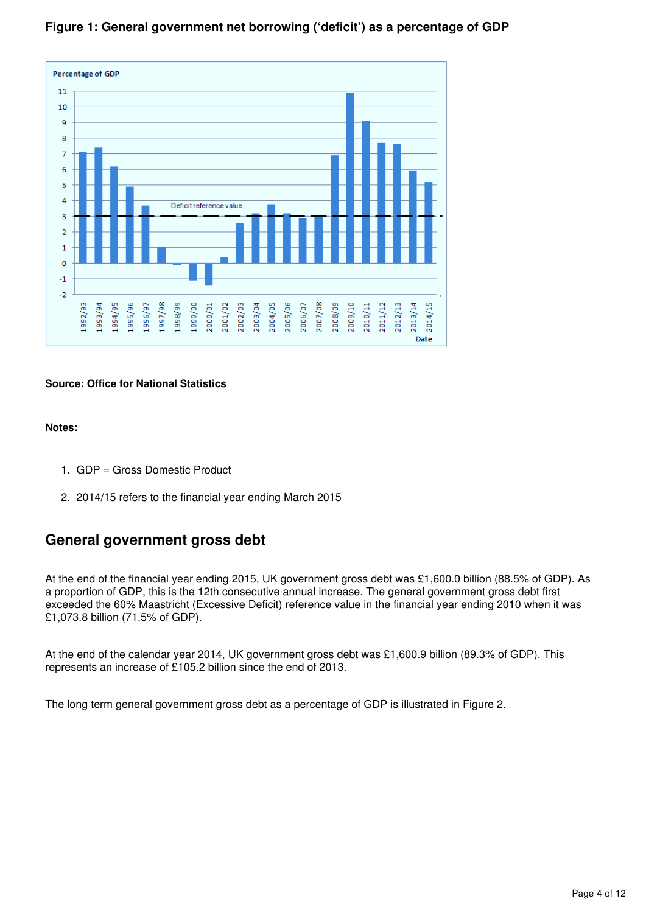**Figure 1: General government net borrowing ('deficit') as a percentage of GDP**

**Source: Office for National Statistics**

**Notes:**

1. GDP = Gross Domestic Product
2. 2014/15 refers to the financial year ending March 2015

## General government gross debt

At the end of the financial year ending 2015, UK government gross debt was £1,600.0 billion (88.5% of GDP). As a proportion of GDP, this is the 12th consecutive annual increase. The general government gross debt first exceeded the 60% Maastricht (Excessive Deficit) reference value in the financial year ending 2010 when it was £1,073.8 billion (71.5% of GDP).

At the end of the calendar year 2014, UK government gross debt was £1,600.9 billion (89.3% of GDP). This represents an increase of £105.2 billion since the end of 2013.

The long term general government gross debt as a percentage of GDP is illustrated in Figure 2.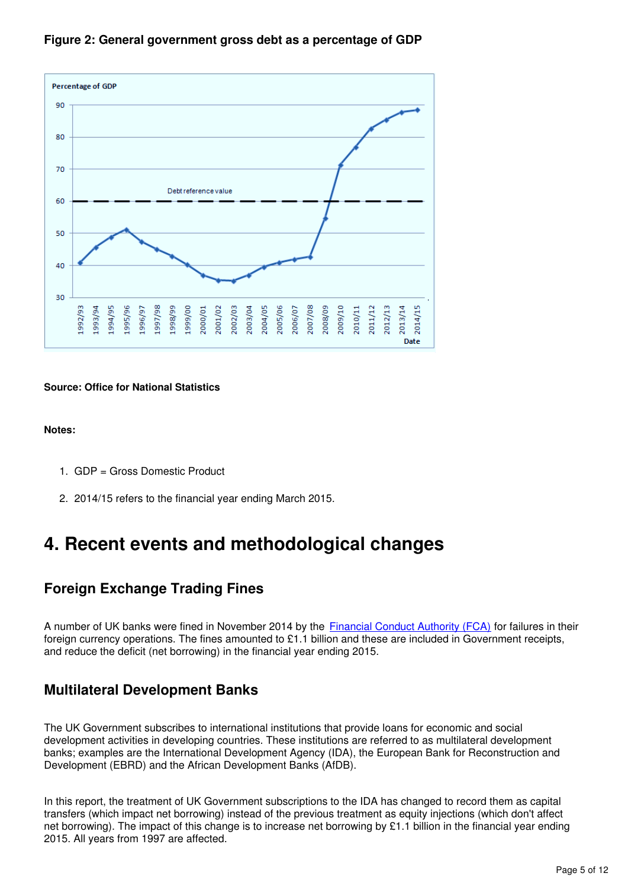**Figure 2: General government gross debt as a percentage of GDP**

**Source: Office for National Statistics**

**Notes:**

1. GDP = Gross Domestic Product
2. 2014/15 refers to the financial year ending March 2015.

# 4. Recent events and methodological changes

## Foreign Exchange Trading Fines

A number of UK banks were fined in November 2014 by the Financial Conduct Authority (FCA) for failures in their foreign currency operations. The fines amounted to £1.1 billion and these are included in Government receipts, and reduce the deficit (net borrowing) in the financial year ending 2015.

## Multilateral Development Banks

The UK Government subscribes to international institutions that provide loans for economic and social development activities in developing countries. These institutions are referred to as multilateral development banks; examples are the International Development Agency (IDA), the European Bank for Reconstruction and Development (EBRD) and the African Development Banks (AfDB).

In this report, the treatment of UK Government subscriptions to the IDA has changed to record them as capital transfers (which impact net borrowing) instead of the previous treatment as equity injections (which don't affect net borrowing). The impact of this change is to increase net borrowing by £1.1 billion in the financial year ending 2015. All years from 1997 are affected.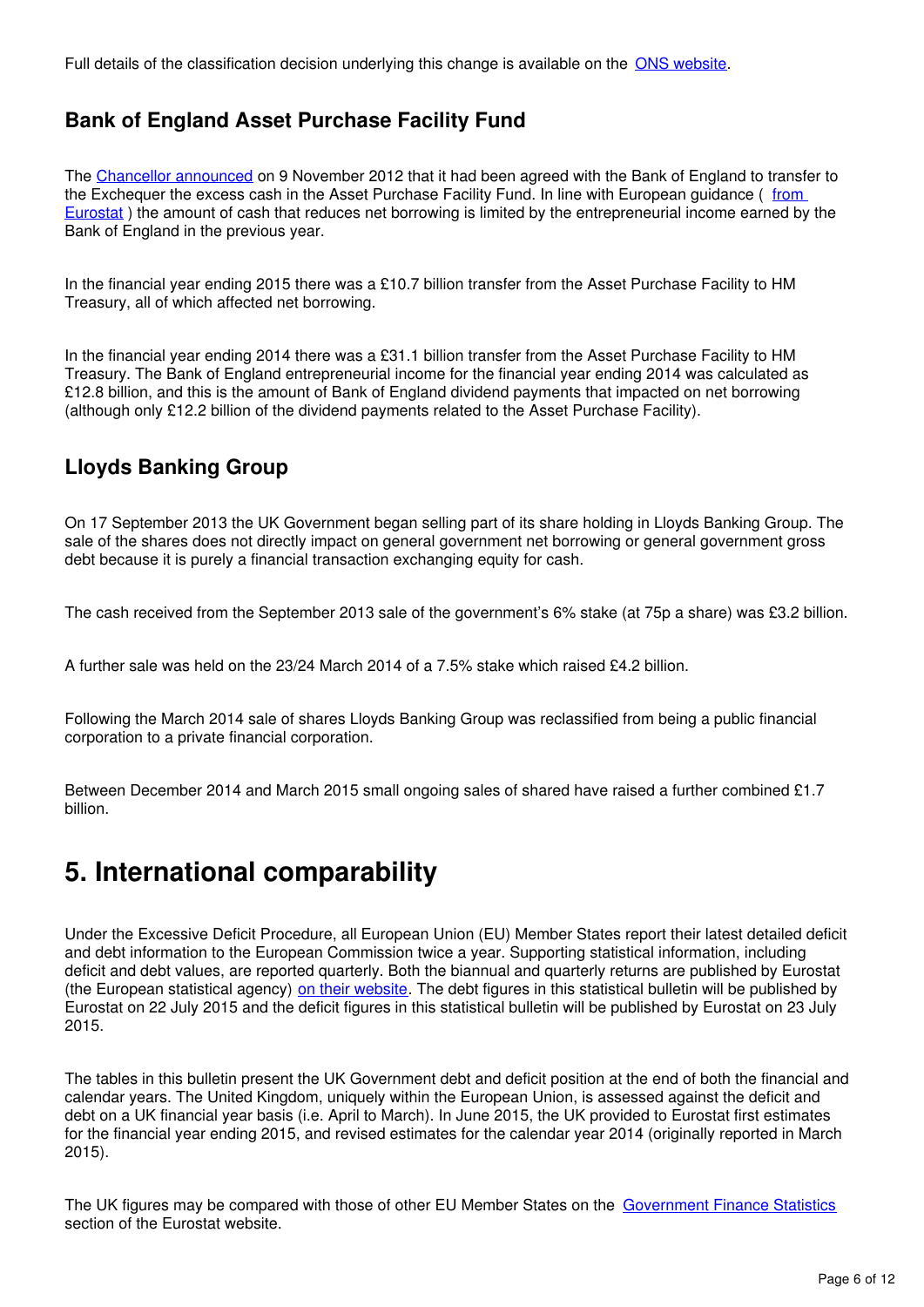Full details of the classification decision underlying this change is available on the ONS website.

### Bank of England Asset Purchase Facility Fund

The Chancellor announced on 9 November 2012 that it had been agreed with the Bank of England to transfer to the Exchequer the excess cash in the Asset Purchase Facility Fund. In line with European guidance ( from Eurostat ) the amount of cash that reduces net borrowing is limited by the entrepreneurial income earned by the Bank of England in the previous year.

In the financial year ending 2015 there was a £10.7 billion transfer from the Asset Purchase Facility to HM Treasury, all of which affected net borrowing.

In the financial year ending 2014 there was a £31.1 billion transfer from the Asset Purchase Facility to HM Treasury. The Bank of England entrepreneurial income for the financial year ending 2014 was calculated as £12.8 billion, and this is the amount of Bank of England dividend payments that impacted on net borrowing (although only £12.2 billion of the dividend payments related to the Asset Purchase Facility).

### Lloyds Banking Group

On 17 September 2013 the UK Government began selling part of its share holding in Lloyds Banking Group. The sale of the shares does not directly impact on general government net borrowing or general government gross debt because it is purely a financial transaction exchanging equity for cash.

The cash received from the September 2013 sale of the government's 6% stake (at 75p a share) was £3.2 billion.

A further sale was held on the 23/24 March 2014 of a 7.5% stake which raised £4.2 billion.

Following the March 2014 sale of shares Lloyds Banking Group was reclassified from being a public financial corporation to a private financial corporation.

Between December 2014 and March 2015 small ongoing sales of shared have raised a further combined £1.7 billion.

## 5. International comparability

Under the Excessive Deficit Procedure, all European Union (EU) Member States report their latest detailed deficit and debt information to the European Commission twice a year. Supporting statistical information, including deficit and debt values, are reported quarterly. Both the biannual and quarterly returns are published by Eurostat (the European statistical agency) on their website. The debt figures in this statistical bulletin will be published by Eurostat on 22 July 2015 and the deficit figures in this statistical bulletin will be published by Eurostat on 23 July 2015.

The tables in this bulletin present the UK Government debt and deficit position at the end of both the financial and calendar years. The United Kingdom, uniquely within the European Union, is assessed against the deficit and debt on a UK financial year basis (i.e. April to March). In June 2015, the UK provided to Eurostat first estimates for the financial year ending 2015, and revised estimates for the calendar year 2014 (originally reported in March 2015).

The UK figures may be compared with those of other EU Member States on the Government Finance Statistics section of the Eurostat website.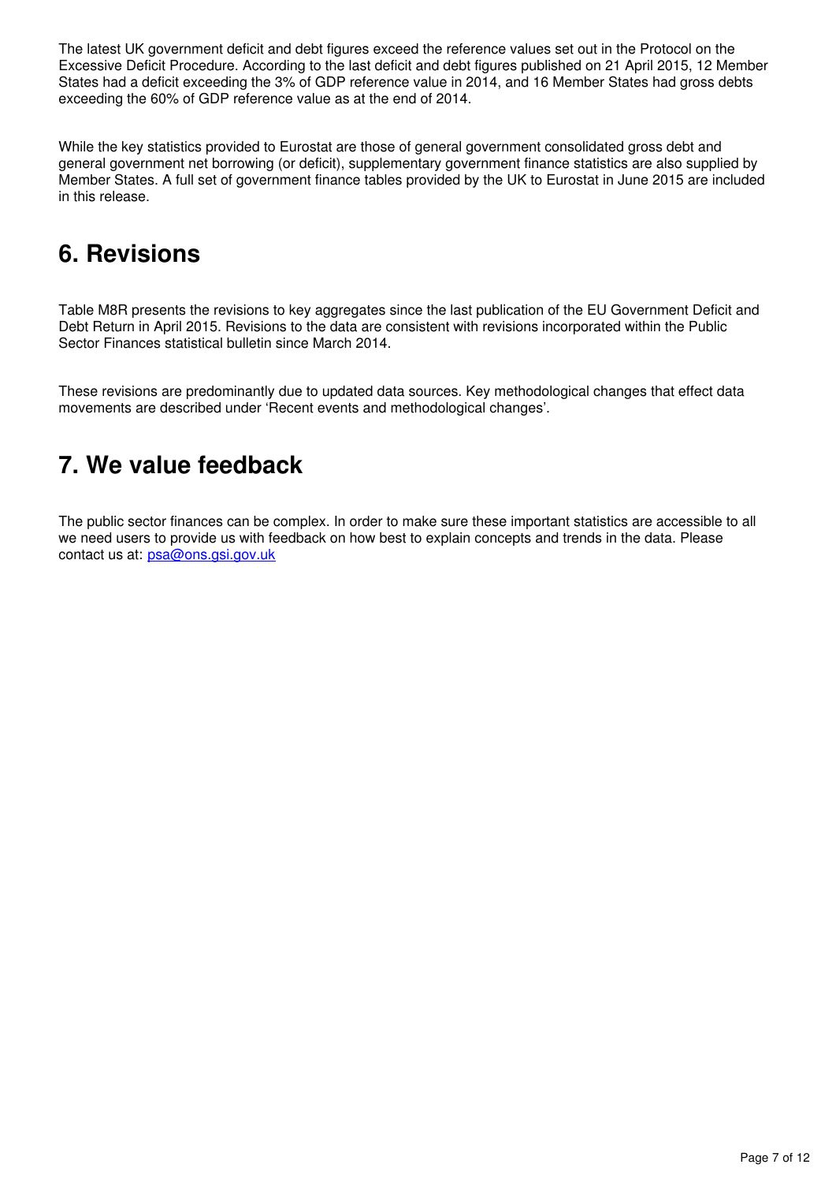The latest UK government deficit and debt figures exceed the reference values set out in the Protocol on the Excessive Deficit Procedure. According to the last deficit and debt figures published on 21 April 2015, 12 Member States had a deficit exceeding the 3% of GDP reference value in 2014, and 16 Member States had gross debts exceeding the 60% of GDP reference value as at the end of 2014.

While the key statistics provided to Eurostat are those of general government consolidated gross debt and general government net borrowing (or deficit), supplementary government finance statistics are also supplied by Member States. A full set of government finance tables provided by the UK to Eurostat in June 2015 are included in this release.

## 6. Revisions

Table M8R presents the revisions to key aggregates since the last publication of the EU Government Deficit and Debt Return in April 2015. Revisions to the data are consistent with revisions incorporated within the Public Sector Finances statistical bulletin since March 2014.

These revisions are predominantly due to updated data sources. Key methodological changes that effect data movements are described under 'Recent events and methodological changes'.

## 7. We value feedback

The public sector finances can be complex. In order to make sure these important statistics are accessible to all we need users to provide us with feedback on how best to explain concepts and trends in the data. Please contact us at: psa@ons.gsi.gov.uk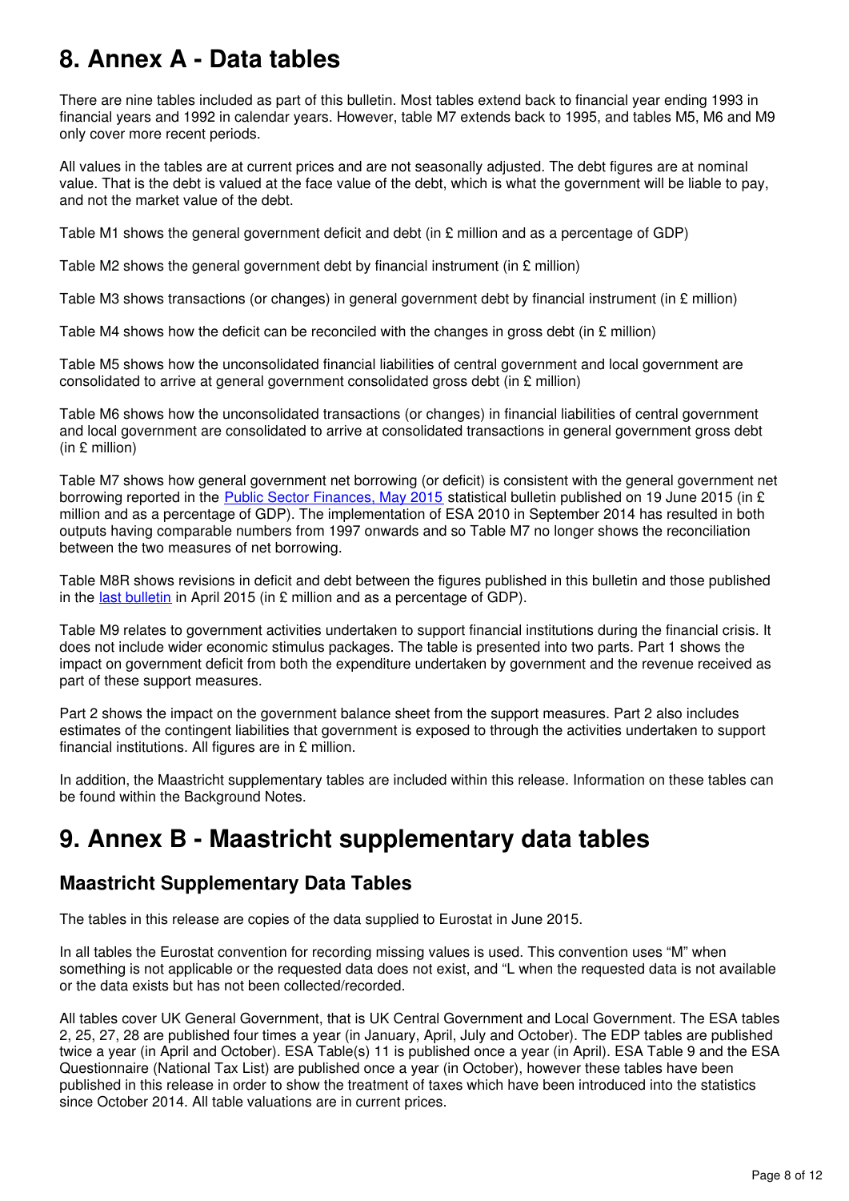# 8. Annex A - Data tables

There are nine tables included as part of this bulletin. Most tables extend back to financial year ending 1993 in financial years and 1992 in calendar years. However, table M7 extends back to 1995, and tables M5, M6 and M9 only cover more recent periods.

All values in the tables are at current prices and are not seasonally adjusted. The debt figures are at nominal value. That is the debt is valued at the face value of the debt, which is what the government will be liable to pay, and not the market value of the debt.

Table M1 shows the general government deficit and debt (in £ million and as a percentage of GDP)

Table M2 shows the general government debt by financial instrument (in £ million)

Table M3 shows transactions (or changes) in general government debt by financial instrument (in £ million)

Table M4 shows how the deficit can be reconciled with the changes in gross debt (in £ million)

Table M5 shows how the unconsolidated financial liabilities of central government and local government are consolidated to arrive at general government consolidated gross debt (in £ million)

Table M6 shows how the unconsolidated transactions (or changes) in financial liabilities of central government and local government are consolidated to arrive at consolidated transactions in general government gross debt (in £ million)

Table M7 shows how general government net borrowing (or deficit) is consistent with the general government net borrowing reported in the [Public Sector Finances, May 2015] statistical bulletin published on 19 June 2015 (in £ million and as a percentage of GDP). The implementation of ESA 2010 in September 2014 has resulted in both outputs having comparable numbers from 1997 onwards and so Table M7 no longer shows the reconciliation between the two measures of net borrowing.

Table M8R shows revisions in deficit and debt between the figures published in this bulletin and those published in the [last bulletin] in April 2015 (in £ million and as a percentage of GDP).

Table M9 relates to government activities undertaken to support financial institutions during the financial crisis. It does not include wider economic stimulus packages. The table is presented into two parts. Part 1 shows the impact on government deficit from both the expenditure undertaken by government and the revenue received as part of these support measures.

Part 2 shows the impact on the government balance sheet from the support measures. Part 2 also includes estimates of the contingent liabilities that government is exposed to through the activities undertaken to support financial institutions. All figures are in £ million.

In addition, the Maastricht supplementary tables are included within this release. Information on these tables can be found within the Background Notes.

# 9. Annex B - Maastricht supplementary data tables

## Maastricht Supplementary Data Tables

The tables in this release are copies of the data supplied to Eurostat in June 2015.

In all tables the Eurostat convention for recording missing values is used. This convention uses “M” when something is not applicable or the requested data does not exist, and “L when the requested data is not available or the data exists but has not been collected/recorded.

All tables cover UK General Government, that is UK Central Government and Local Government. The ESA tables 2, 25, 27, 28 are published four times a year (in January, April, July and October). The EDP tables are published twice a year (in April and October). ESA Table(s) 11 is published once a year (in April). ESA Table 9 and the ESA Questionnaire (National Tax List) are published once a year (in October), however these tables have been published in this release in order to show the treatment of taxes which have been introduced into the statistics since October 2014. All table valuations are in current prices.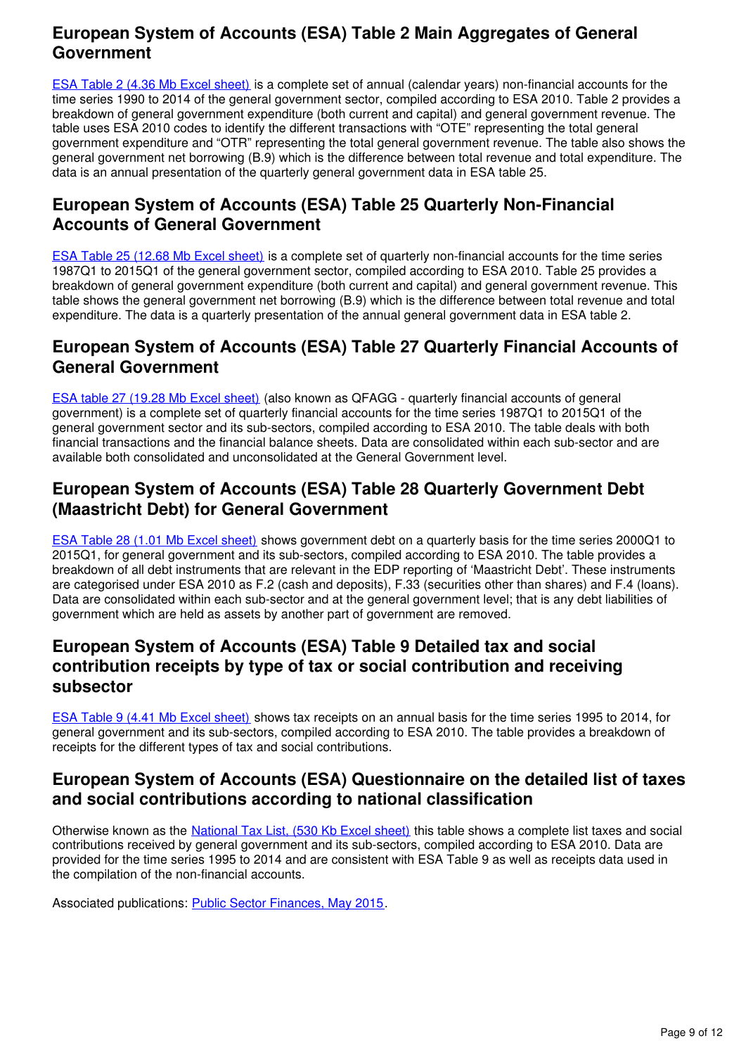## European System of Accounts (ESA) Table 2 Main Aggregates of General Government

ESA Table 2 (4.36 Mb Excel sheet) is a complete set of annual (calendar years) non-financial accounts for the time series 1990 to 2014 of the general government sector, compiled according to ESA 2010. Table 2 provides a breakdown of general government expenditure (both current and capital) and general government revenue. The table uses ESA 2010 codes to identify the different transactions with “OTE” representing the total general government expenditure and “OTR” representing the total general government revenue. The table also shows the general government net borrowing (B.9) which is the difference between total revenue and total expenditure. The data is an annual presentation of the quarterly general government data in ESA table 25.

## European System of Accounts (ESA) Table 25 Quarterly Non-Financial Accounts of General Government

ESA Table 25 (12.68 Mb Excel sheet) is a complete set of quarterly non-financial accounts for the time series 1987Q1 to 2015Q1 of the general government sector, compiled according to ESA 2010. Table 25 provides a breakdown of general government expenditure (both current and capital) and general government revenue. This table shows the general government net borrowing (B.9) which is the difference between total revenue and total expenditure. The data is a quarterly presentation of the annual general government data in ESA table 2.

## European System of Accounts (ESA) Table 27 Quarterly Financial Accounts of General Government

ESA table 27 (19.28 Mb Excel sheet) (also known as QFAGG - quarterly financial accounts of general government) is a complete set of quarterly financial accounts for the time series 1987Q1 to 2015Q1 of the general government sector and its sub-sectors, compiled according to ESA 2010. The table deals with both financial transactions and the financial balance sheets. Data are consolidated within each sub-sector and are available both consolidated and unconsolidated at the General Government level.

## European System of Accounts (ESA) Table 28 Quarterly Government Debt (Maastricht Debt) for General Government

ESA Table 28 (1.01 Mb Excel sheet) shows government debt on a quarterly basis for the time series 2000Q1 to 2015Q1, for general government and its sub-sectors, compiled according to ESA 2010. The table provides a breakdown of all debt instruments that are relevant in the EDP reporting of ‘Maastricht Debt’. These instruments are categorised under ESA 2010 as F.2 (cash and deposits), F.33 (securities other than shares) and F.4 (loans). Data are consolidated within each sub-sector and at the general government level; that is any debt liabilities of government which are held as assets by another part of government are removed.

## European System of Accounts (ESA) Table 9 Detailed tax and social contribution receipts by type of tax or social contribution and receiving subsector

ESA Table 9 (4.41 Mb Excel sheet) shows tax receipts on an annual basis for the time series 1995 to 2014, for general government and its sub-sectors, compiled according to ESA 2010. The table provides a breakdown of receipts for the different types of tax and social contributions.

## European System of Accounts (ESA) Questionnaire on the detailed list of taxes and social contributions according to national classification

Otherwise known as the National Tax List, (530 Kb Excel sheet) this table shows a complete list taxes and social contributions received by general government and its sub-sectors, compiled according to ESA 2010. Data are provided for the time series 1995 to 2014 and are consistent with ESA Table 9 as well as receipts data used in the compilation of the non-financial accounts.

Associated publications: Public Sector Finances, May 2015.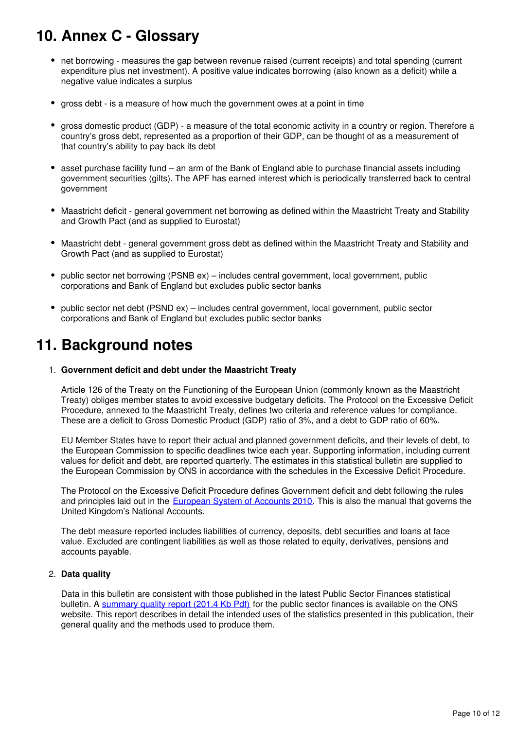## 10. Annex C - Glossary

- net borrowing - measures the gap between revenue raised (current receipts) and total spending (current expenditure plus net investment). A positive value indicates borrowing (also known as a deficit) while a negative value indicates a surplus

- gross debt - is a measure of how much the government owes at a point in time

- gross domestic product (GDP) - a measure of the total economic activity in a country or region. Therefore a country's gross debt, represented as a proportion of their GDP, can be thought of as a measurement of that country's ability to pay back its debt

- asset purchase facility fund – an arm of the Bank of England able to purchase financial assets including government securities (gilts). The APF has earned interest which is periodically transferred back to central government

- Maastricht deficit - general government net borrowing as defined within the Maastricht Treaty and Stability and Growth Pact (and as supplied to Eurostat)

- Maastricht debt - general government gross debt as defined within the Maastricht Treaty and Stability and Growth Pact (and as supplied to Eurostat)

- public sector net borrowing (PSNB ex) – includes central government, local government, public corporations and Bank of England but excludes public sector banks

- public sector net debt (PSND ex) – includes central government, local government, public sector corporations and Bank of England but excludes public sector banks

## 11. Background notes

1. **Government deficit and debt under the Maastricht Treaty**

   Article 126 of the Treaty on the Functioning of the European Union (commonly known as the Maastricht Treaty) obliges member states to avoid excessive budgetary deficits. The Protocol on the Excessive Deficit Procedure, annexed to the Maastricht Treaty, defines two criteria and reference values for compliance. These are a deficit to Gross Domestic Product (GDP) ratio of 3%, and a debt to GDP ratio of 60%.

   EU Member States have to report their actual and planned government deficits, and their levels of debt, to the European Commission to specific deadlines twice each year. Supporting information, including current values for deficit and debt, are reported quarterly. The estimates in this statistical bulletin are supplied to the European Commission by ONS in accordance with the schedules in the Excessive Deficit Procedure.

   The Protocol on the Excessive Deficit Procedure defines Government deficit and debt following the rules and principles laid out in the European System of Accounts 2010. This is also the manual that governs the United Kingdom's National Accounts.

   The debt measure reported includes liabilities of currency, deposits, debt securities and loans at face value. Excluded are contingent liabilities as well as those related to equity, derivatives, pensions and accounts payable.

2. **Data quality**

   Data in this bulletin are consistent with those published in the latest Public Sector Finances statistical bulletin. A summary quality report (201.4 Kb Pdf) for the public sector finances is available on the ONS website. This report describes in detail the intended uses of the statistics presented in this publication, their general quality and the methods used to produce them.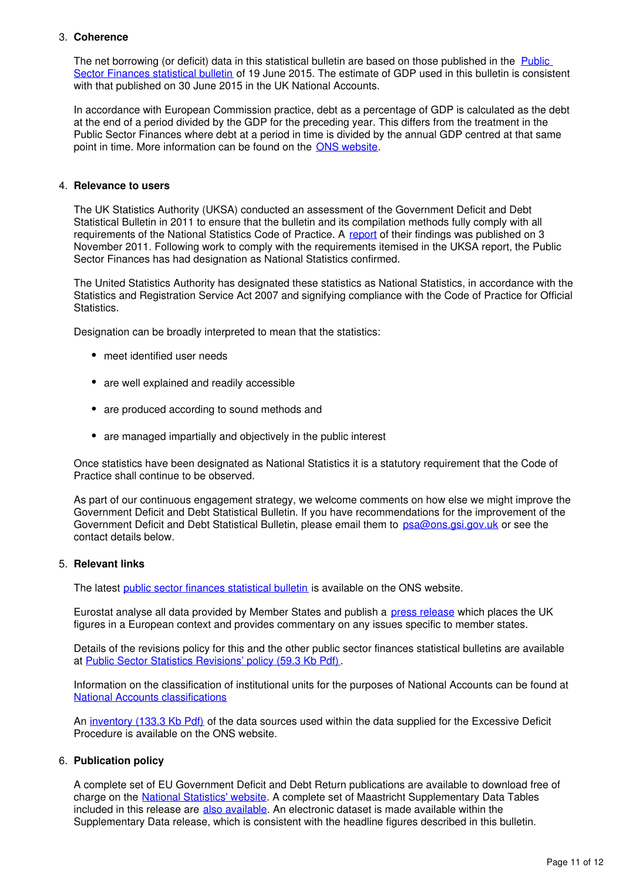3. **Coherence**

   The net borrowing (or deficit) data in this statistical bulletin are based on those published in the Public Sector Finances statistical bulletin of 19 June 2015. The estimate of GDP used in this bulletin is consistent with that published on 30 June 2015 in the UK National Accounts.

   In accordance with European Commission practice, debt as a percentage of GDP is calculated as the debt at the end of a period divided by the GDP for the preceding year. This differs from the treatment in the Public Sector Finances where debt at a period in time is divided by the annual GDP centred at that same point in time. More information can be found on the ONS website.

4. **Relevance to users**

   The UK Statistics Authority (UKSA) conducted an assessment of the Government Deficit and Debt Statistical Bulletin in 2011 to ensure that the bulletin and its compilation methods fully comply with all requirements of the National Statistics Code of Practice. A report of their findings was published on 3 November 2011. Following work to comply with the requirements itemised in the UKSA report, the Public Sector Finances has had designation as National Statistics confirmed.

   The United Statistics Authority has designated these statistics as National Statistics, in accordance with the Statistics and Registration Service Act 2007 and signifying compliance with the Code of Practice for Official Statistics.

   Designation can be broadly interpreted to mean that the statistics:

   - meet identified user needs
   - are well explained and readily accessible
   - are produced according to sound methods and
   - are managed impartially and objectively in the public interest

   Once statistics have been designated as National Statistics it is a statutory requirement that the Code of Practice shall continue to be observed.

   As part of our continuous engagement strategy, we welcome comments on how else we might improve the Government Deficit and Debt Statistical Bulletin. If you have recommendations for the improvement of the Government Deficit and Debt Statistical Bulletin, please email them to psa@ons.gsi.gov.uk or see the contact details below.

5. **Relevant links**

   The latest public sector finances statistical bulletin is available on the ONS website.

   Eurostat analyse all data provided by Member States and publish a press release which places the UK figures in a European context and provides commentary on any issues specific to member states.

   Details of the revisions policy for this and the other public sector finances statistical bulletins are available at Public Sector Statistics Revisions' policy (59.3 Kb Pdf) .

   Information on the classification of institutional units for the purposes of National Accounts can be found at National Accounts classifications

   An inventory (133.3 Kb Pdf) of the data sources used within the data supplied for the Excessive Deficit Procedure is available on the ONS website.

6. **Publication policy**

   A complete set of EU Government Deficit and Debt Return publications are available to download free of charge on the National Statistics' website. A complete set of Maastricht Supplementary Data Tables included in this release are also available. An electronic dataset is made available within the Supplementary Data release, which is consistent with the headline figures described in this bulletin.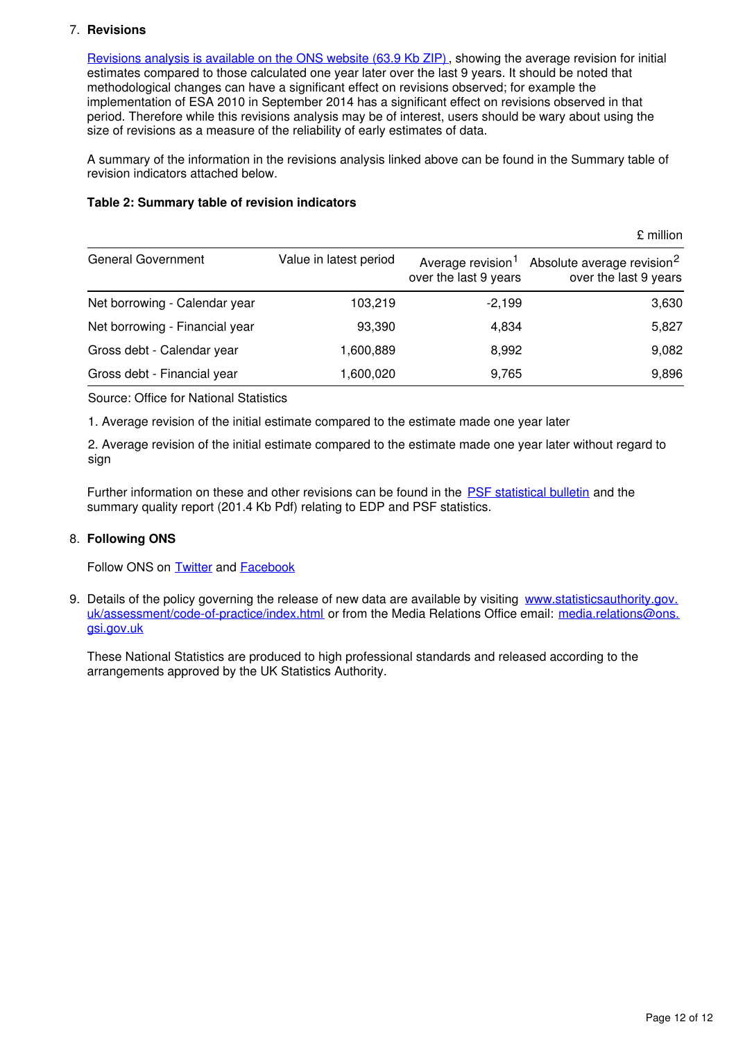7. **Revisions**

   [Revisions analysis is available on the ONS website (63.9 Kb ZIP)](#), showing the average revision for initial estimates compared to those calculated one year later over the last 9 years. It should be noted that methodological changes can have a significant effect on revisions observed; for example the implementation of ESA 2010 in September 2014 has a significant effect on revisions observed in that period. Therefore while this revisions analysis may be of interest, users should be wary about using the size of revisions as a measure of the reliability of early estimates of data.

   A summary of the information in the revisions analysis linked above can be found in the Summary table of revision indicators attached below.

   **Table 2: Summary table of revision indicators**

   £ million

   | General Government | Value in latest period | Average revision[1] over the last 9 years | Absolute average revision[2] over the last 9 years |
   |---|---|---|---|
   | Net borrowing - Calendar year | 103,219 | -2,199 | 3,630 |
   | Net borrowing - Financial year | 93,390 | 4,834 | 5,827 |
   | Gross debt - Calendar year | 1,600,889 | 8,992 | 9,082 |
   | Gross debt - Financial year | 1,600,020 | 9,765 | 9,896 |

   Source: Office for National Statistics

   1. Average revision of the initial estimate compared to the estimate made one year later

   2. Average revision of the initial estimate compared to the estimate made one year later without regard to sign

   Further information on these and other revisions can be found in the [PSF statistical bulletin](#) and the summary quality report (201.4 Kb Pdf) relating to EDP and PSF statistics.

8. **Following ONS**

   Follow ONS on [Twitter](#) and [Facebook](#)

9. Details of the policy governing the release of new data are available by visiting [www.statisticsauthority.gov.uk/assessment/code-of-practice/index.html](www.statisticsauthority.gov.uk/assessment/code-of-practice/index.html) or from the Media Relations Office email: [media.relations@ons.gsi.gov.uk](mailto:media.relations@ons.gsi.gov.uk)

   These National Statistics are produced to high professional standards and released according to the arrangements approved by the UK Statistics Authority.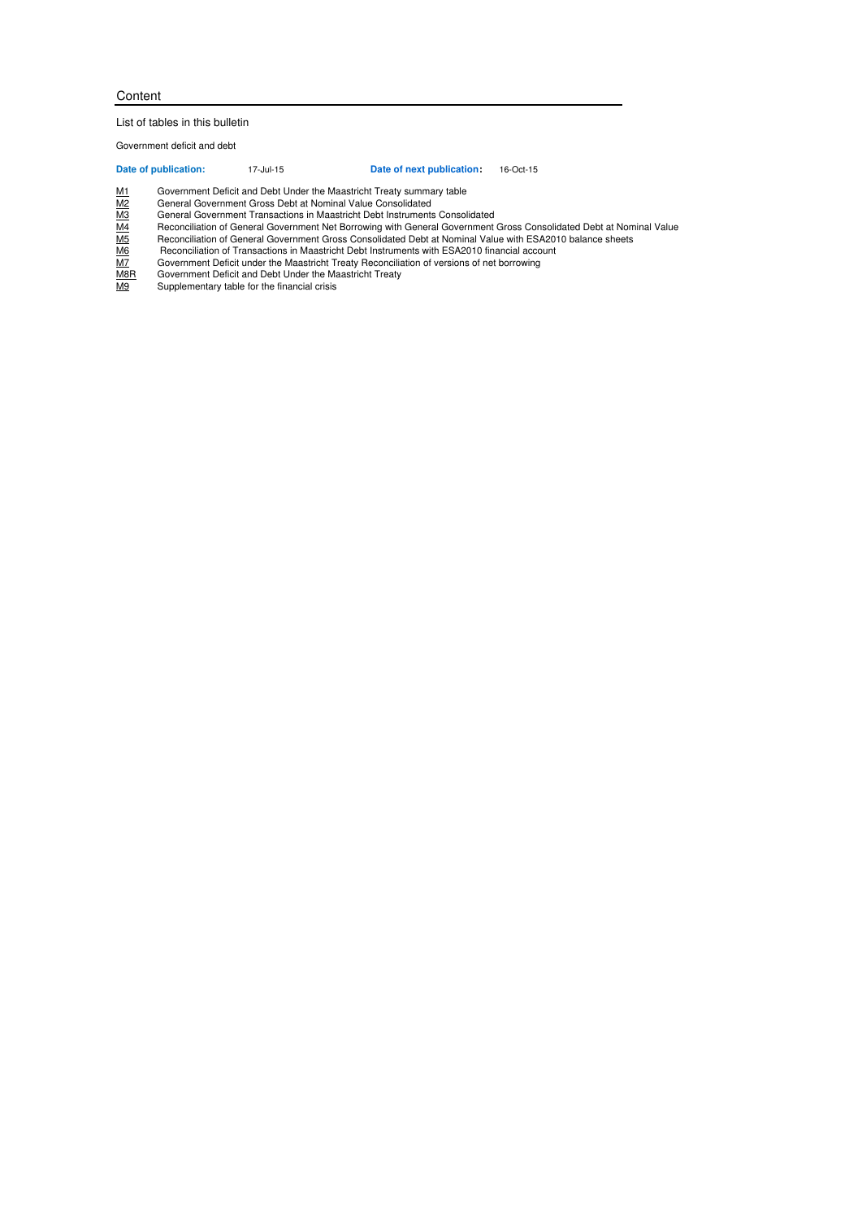# Content

List of tables in this bulletin

Government deficit and debt

| **Date of publication:** | 17-Jul-15 | **Date of next publication:** | 16-Oct-15 |
|---|---|---|---|

| | |
|---|---|
| M1 | Government Deficit and Debt Under the Maastricht Treaty summary table |
| M2 | General Government Gross Debt at Nominal Value Consolidated |
| M3 | General Government Transactions in Maastricht Debt Instruments Consolidated |
| M4 | Reconciliation of General Government Net Borrowing with General Government Gross Consolidated Debt at Nominal Value |
| M5 | Reconciliation of General Government Gross Consolidated Debt at Nominal Value with ESA2010 balance sheets |
| M6 | Reconciliation of Transactions in Maastricht Debt Instruments with ESA2010 financial account |
| M7 | Government Deficit under the Maastricht Treaty Reconciliation of versions of net borrowing |
| M8R | Government Deficit and Debt Under the Maastricht Treaty |
| M9 | Supplementary table for the financial crisis |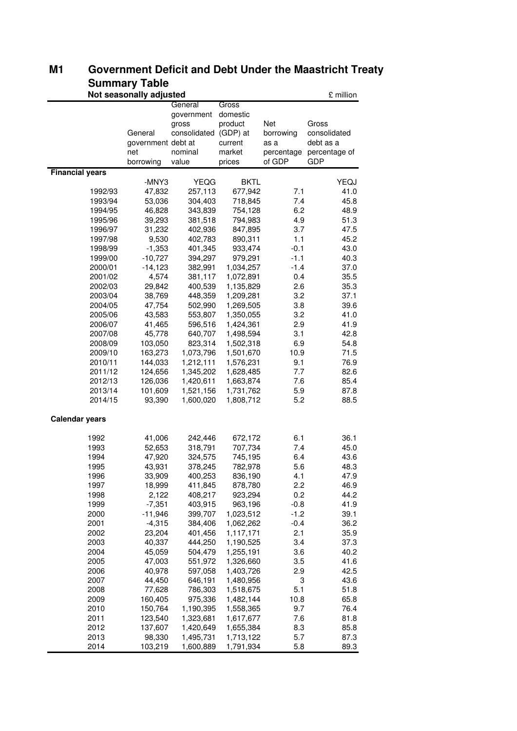# M1 Government Deficit and Debt Under the Maastricht Treaty

## Summary Table

**Not seasonally adjusted** £ million

| | General government net borrowing | General government gross consolidated debt at nominal value | Gross domestic product (GDP) at current market prices | Net borrowing as a percentage of GDP | Gross consolidated debt as a percentage of GDP |
|---|---|---|---|---|---|
| **Financial years** | | | | | |
| | -MNY3 | YEQG | BKTL | | YEQJ |
| 1992/93 | 47,832 | 257,113 | 677,942 | 7.1 | 41.0 |
| 1993/94 | 53,036 | 304,403 | 718,845 | 7.4 | 45.8 |
| 1994/95 | 46,828 | 343,839 | 754,128 | 6.2 | 48.9 |
| 1995/96 | 39,293 | 381,518 | 794,983 | 4.9 | 51.3 |
| 1996/97 | 31,232 | 402,936 | 847,895 | 3.7 | 47.5 |
| 1997/98 | 9,530 | 402,783 | 890,311 | 1.1 | 45.2 |
| 1998/99 | -1,353 | 401,345 | 933,474 | -0.1 | 43.0 |
| 1999/00 | -10,727 | 394,297 | 979,291 | -1.1 | 40.3 |
| 2000/01 | -14,123 | 382,991 | 1,034,257 | -1.4 | 37.0 |
| 2001/02 | 4,574 | 381,117 | 1,072,891 | 0.4 | 35.5 |
| 2002/03 | 29,842 | 400,539 | 1,135,829 | 2.6 | 35.3 |
| 2003/04 | 38,769 | 448,359 | 1,209,281 | 3.2 | 37.1 |
| 2004/05 | 47,754 | 502,990 | 1,269,505 | 3.8 | 39.6 |
| 2005/06 | 43,583 | 553,807 | 1,350,055 | 3.2 | 41.0 |
| 2006/07 | 41,465 | 596,516 | 1,424,361 | 2.9 | 41.9 |
| 2007/08 | 45,778 | 640,707 | 1,498,594 | 3.1 | 42.8 |
| 2008/09 | 103,050 | 823,314 | 1,502,318 | 6.9 | 54.8 |
| 2009/10 | 163,273 | 1,073,796 | 1,501,670 | 10.9 | 71.5 |
| 2010/11 | 144,033 | 1,212,111 | 1,576,231 | 9.1 | 76.9 |
| 2011/12 | 124,656 | 1,345,202 | 1,628,485 | 7.7 | 82.6 |
| 2012/13 | 126,036 | 1,420,611 | 1,663,874 | 7.6 | 85.4 |
| 2013/14 | 101,609 | 1,521,156 | 1,731,762 | 5.9 | 87.8 |
| 2014/15 | 93,390 | 1,600,020 | 1,808,712 | 5.2 | 88.5 |
| **Calendar years** | | | | | |
| 1992 | 41,006 | 242,446 | 672,172 | 6.1 | 36.1 |
| 1993 | 52,653 | 318,791 | 707,734 | 7.4 | 45.0 |
| 1994 | 47,920 | 324,575 | 745,195 | 6.4 | 43.6 |
| 1995 | 43,931 | 378,245 | 782,978 | 5.6 | 48.3 |
| 1996 | 33,909 | 400,253 | 836,190 | 4.1 | 47.9 |
| 1997 | 18,999 | 411,845 | 878,780 | 2.2 | 46.9 |
| 1998 | 2,122 | 408,217 | 923,294 | 0.2 | 44.2 |
| 1999 | -7,351 | 403,915 | 963,196 | -0.8 | 41.9 |
| 2000 | -11,946 | 399,707 | 1,023,512 | -1.2 | 39.1 |
| 2001 | -4,315 | 384,406 | 1,062,262 | -0.4 | 36.2 |
| 2002 | 23,204 | 401,456 | 1,117,171 | 2.1 | 35.9 |
| 2003 | 40,337 | 444,250 | 1,190,525 | 3.4 | 37.3 |
| 2004 | 45,059 | 504,479 | 1,255,191 | 3.6 | 40.2 |
| 2005 | 47,003 | 551,972 | 1,326,660 | 3.5 | 41.6 |
| 2006 | 40,978 | 597,058 | 1,403,726 | 2.9 | 42.5 |
| 2007 | 44,450 | 646,191 | 1,480,956 | 3 | 43.6 |
| 2008 | 77,628 | 786,303 | 1,518,675 | 5.1 | 51.8 |
| 2009 | 160,405 | 975,336 | 1,482,144 | 10.8 | 65.8 |
| 2010 | 150,764 | 1,190,395 | 1,558,365 | 9.7 | 76.4 |
| 2011 | 123,540 | 1,323,681 | 1,617,677 | 7.6 | 81.8 |
| 2012 | 137,607 | 1,420,649 | 1,655,384 | 8.3 | 85.8 |
| 2013 | 98,330 | 1,495,731 | 1,713,122 | 5.7 | 87.3 |
| 2014 | 103,219 | 1,600,889 | 1,791,934 | 5.8 | 89.3 |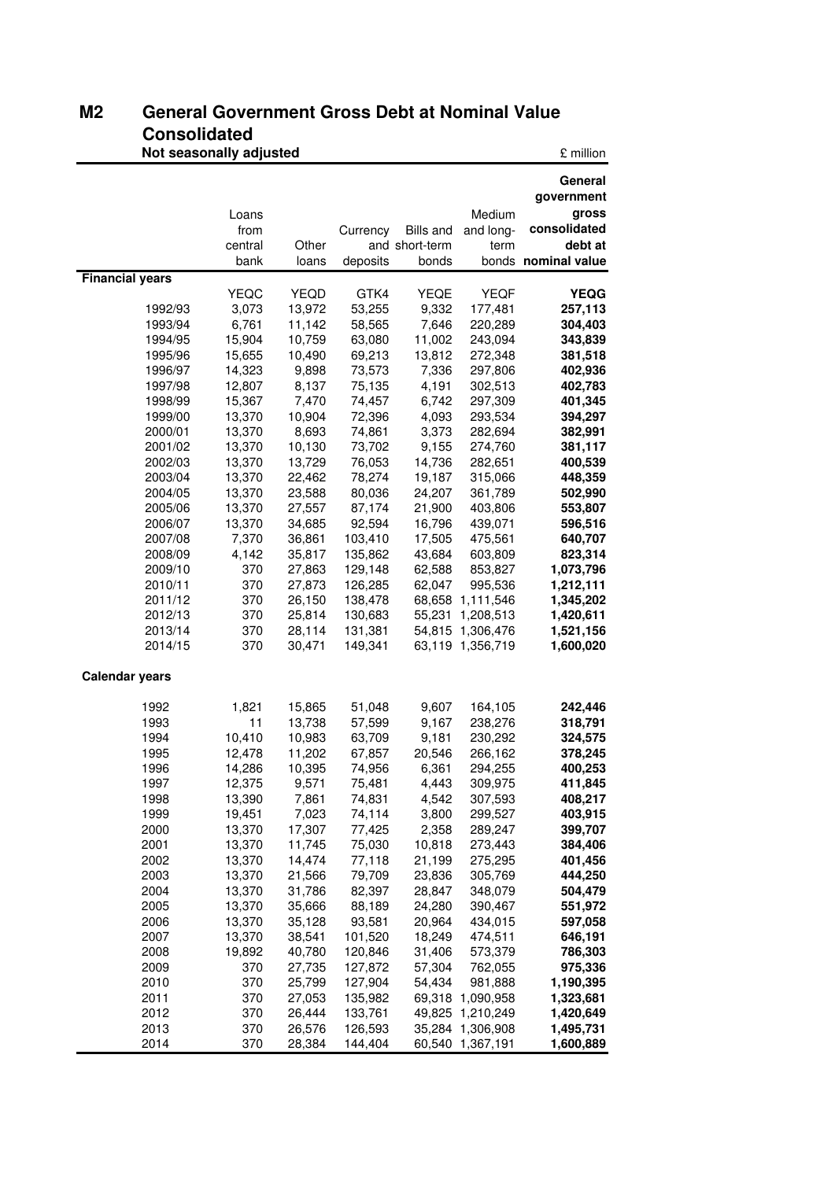## M2 General Government Gross Debt at Nominal Value Consolidated

**Not seasonally adjusted** £ million

| | Loans from central bank | Other loans | Currency and deposits | Bills and short-term bonds | Medium and long-term bonds | **General government gross consolidated debt at nominal value** |
|---|---|---|---|---|---|---|
| **Financial years** | | | | | | |
| | YEQC | YEQD | GTK4 | YEQE | YEQF | **YEQG** |
| 1992/93 | 3,073 | 13,972 | 53,255 | 9,332 | 177,481 | **257,113** |
| 1993/94 | 6,761 | 11,142 | 58,565 | 7,646 | 220,289 | **304,403** |
| 1994/95 | 15,904 | 10,759 | 63,080 | 11,002 | 243,094 | **343,839** |
| 1995/96 | 15,655 | 10,490 | 69,213 | 13,812 | 272,348 | **381,518** |
| 1996/97 | 14,323 | 9,898 | 73,573 | 7,336 | 297,806 | **402,936** |
| 1997/98 | 12,807 | 8,137 | 75,135 | 4,191 | 302,513 | **402,783** |
| 1998/99 | 15,367 | 7,470 | 74,457 | 6,742 | 297,309 | **401,345** |
| 1999/00 | 13,370 | 10,904 | 72,396 | 4,093 | 293,534 | **394,297** |
| 2000/01 | 13,370 | 8,693 | 74,861 | 3,373 | 282,694 | **382,991** |
| 2001/02 | 13,370 | 10,130 | 73,702 | 9,155 | 274,760 | **381,117** |
| 2002/03 | 13,370 | 13,729 | 76,053 | 14,736 | 282,651 | **400,539** |
| 2003/04 | 13,370 | 22,462 | 78,274 | 19,187 | 315,066 | **448,359** |
| 2004/05 | 13,370 | 23,588 | 80,036 | 24,207 | 361,789 | **502,990** |
| 2005/06 | 13,370 | 27,557 | 87,174 | 21,900 | 403,806 | **553,807** |
| 2006/07 | 13,370 | 34,685 | 92,594 | 16,796 | 439,071 | **596,516** |
| 2007/08 | 7,370 | 36,861 | 103,410 | 17,505 | 475,561 | **640,707** |
| 2008/09 | 4,142 | 35,817 | 135,862 | 43,684 | 603,809 | **823,314** |
| 2009/10 | 370 | 27,863 | 129,148 | 62,588 | 853,827 | **1,073,796** |
| 2010/11 | 370 | 27,873 | 126,285 | 62,047 | 995,536 | **1,212,111** |
| 2011/12 | 370 | 26,150 | 138,478 | 68,658 | 1,111,546 | **1,345,202** |
| 2012/13 | 370 | 25,814 | 130,683 | 55,231 | 1,208,513 | **1,420,611** |
| 2013/14 | 370 | 28,114 | 131,381 | 54,815 | 1,306,476 | **1,521,156** |
| 2014/15 | 370 | 30,471 | 149,341 | 63,119 | 1,356,719 | **1,600,020** |
| **Calendar years** | | | | | | |
| 1992 | 1,821 | 15,865 | 51,048 | 9,607 | 164,105 | **242,446** |
| 1993 | 11 | 13,738 | 57,599 | 9,167 | 238,276 | **318,791** |
| 1994 | 10,410 | 10,983 | 63,709 | 9,181 | 230,292 | **324,575** |
| 1995 | 12,478 | 11,202 | 67,857 | 20,546 | 266,162 | **378,245** |
| 1996 | 14,286 | 10,395 | 74,956 | 6,361 | 294,255 | **400,253** |
| 1997 | 12,375 | 9,571 | 75,481 | 4,443 | 309,975 | **411,845** |
| 1998 | 13,390 | 7,861 | 74,831 | 4,542 | 307,593 | **408,217** |
| 1999 | 19,451 | 7,023 | 74,114 | 3,800 | 299,527 | **403,915** |
| 2000 | 13,370 | 17,307 | 77,425 | 2,358 | 289,247 | **399,707** |
| 2001 | 13,370 | 11,745 | 75,030 | 10,818 | 273,443 | **384,406** |
| 2002 | 13,370 | 14,474 | 77,118 | 21,199 | 275,295 | **401,456** |
| 2003 | 13,370 | 21,566 | 79,709 | 23,836 | 305,769 | **444,250** |
| 2004 | 13,370 | 31,786 | 82,397 | 28,847 | 348,079 | **504,479** |
| 2005 | 13,370 | 35,666 | 88,189 | 24,280 | 390,467 | **551,972** |
| 2006 | 13,370 | 35,128 | 93,581 | 20,964 | 434,015 | **597,058** |
| 2007 | 13,370 | 38,541 | 101,520 | 18,249 | 474,511 | **646,191** |
| 2008 | 19,892 | 40,780 | 120,846 | 31,406 | 573,379 | **786,303** |
| 2009 | 370 | 27,735 | 127,872 | 57,304 | 762,055 | **975,336** |
| 2010 | 370 | 25,799 | 127,904 | 54,434 | 981,888 | **1,190,395** |
| 2011 | 370 | 27,053 | 135,982 | 69,318 | 1,090,958 | **1,323,681** |
| 2012 | 370 | 26,444 | 133,761 | 49,825 | 1,210,249 | **1,420,649** |
| 2013 | 370 | 26,576 | 126,593 | 35,284 | 1,306,908 | **1,495,731** |
| 2014 | 370 | 28,384 | 144,404 | 60,540 | 1,367,191 | **1,600,889** |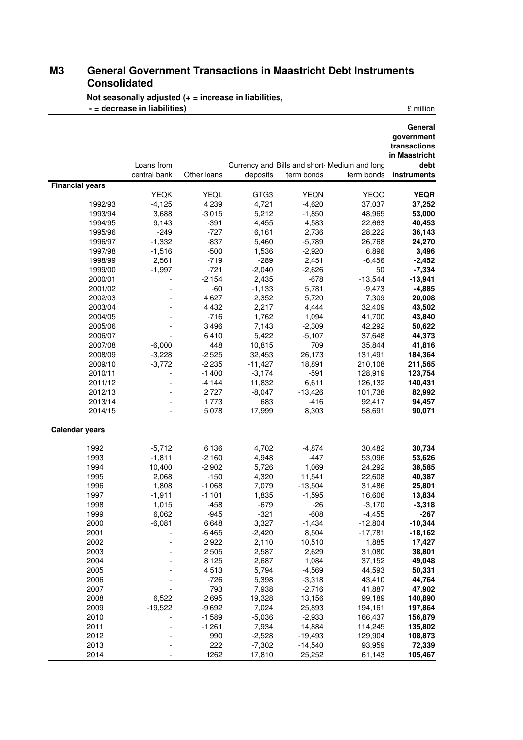# M3 General Government Transactions in Maastricht Debt Instruments Consolidated

**Not seasonally adjusted (+ = increase in liabilities, - = decrease in liabilities)**

£ million

| | Loans from central bank | Other loans | Currency and deposits | Bills and short-term bonds | Medium and long term bonds | **General government transactions in Maastricht debt instruments** |
|---|---|---|---|---|---|---|
| **Financial years** | | | | | | |
| | YEQK | YEQL | GTG3 | YEQN | YEQO | **YEQR** |
| 1992/93 | -4,125 | 4,239 | 4,721 | -4,620 | 37,037 | **37,252** |
| 1993/94 | 3,688 | -3,015 | 5,212 | -1,850 | 48,965 | **53,000** |
| 1994/95 | 9,143 | -391 | 4,455 | 4,583 | 22,663 | **40,453** |
| 1995/96 | -249 | -727 | 6,161 | 2,736 | 28,222 | **36,143** |
| 1996/97 | -1,332 | -837 | 5,460 | -5,789 | 26,768 | **24,270** |
| 1997/98 | -1,516 | -500 | 1,536 | -2,920 | 6,896 | **3,496** |
| 1998/99 | 2,561 | -719 | -289 | 2,451 | -6,456 | **-2,452** |
| 1999/00 | -1,997 | -721 | -2,040 | -2,626 | 50 | **-7,334** |
| 2000/01 | - | -2,154 | 2,435 | -678 | -13,544 | **-13,941** |
| 2001/02 | - | -60 | -1,133 | 5,781 | -9,473 | **-4,885** |
| 2002/03 | - | 4,627 | 2,352 | 5,720 | 7,309 | **20,008** |
| 2003/04 | - | 4,432 | 2,217 | 4,444 | 32,409 | **43,502** |
| 2004/05 | - | -716 | 1,762 | 1,094 | 41,700 | **43,840** |
| 2005/06 | - | 3,496 | 7,143 | -2,309 | 42,292 | **50,622** |
| 2006/07 | - | 6,410 | 5,422 | -5,107 | 37,648 | **44,373** |
| 2007/08 | -6,000 | 448 | 10,815 | 709 | 35,844 | **41,816** |
| 2008/09 | -3,228 | -2,525 | 32,453 | 26,173 | 131,491 | **184,364** |
| 2009/10 | -3,772 | -2,235 | -11,427 | 18,891 | 210,108 | **211,565** |
| 2010/11 | - | -1,400 | -3,174 | -591 | 128,919 | **123,754** |
| 2011/12 | - | -4,144 | 11,832 | 6,611 | 126,132 | **140,431** |
| 2012/13 | - | 2,727 | -8,047 | -13,426 | 101,738 | **82,992** |
| 2013/14 | - | 1,773 | 683 | -416 | 92,417 | **94,457** |
| 2014/15 | - | 5,078 | 17,999 | 8,303 | 58,691 | **90,071** |
| **Calendar years** | | | | | | |
| 1992 | -5,712 | 6,136 | 4,702 | -4,874 | 30,482 | **30,734** |
| 1993 | -1,811 | -2,160 | 4,948 | -447 | 53,096 | **53,626** |
| 1994 | 10,400 | -2,902 | 5,726 | 1,069 | 24,292 | **38,585** |
| 1995 | 2,068 | -150 | 4,320 | 11,541 | 22,608 | **40,387** |
| 1996 | 1,808 | -1,068 | 7,079 | -13,504 | 31,486 | **25,801** |
| 1997 | -1,911 | -1,101 | 1,835 | -1,595 | 16,606 | **13,834** |
| 1998 | 1,015 | -458 | -679 | -26 | -3,170 | **-3,318** |
| 1999 | 6,062 | -945 | -321 | -608 | -4,455 | **-267** |
| 2000 | -6,081 | 6,648 | 3,327 | -1,434 | -12,804 | **-10,344** |
| 2001 | - | -6,465 | -2,420 | 8,504 | -17,781 | **-18,162** |
| 2002 | - | 2,922 | 2,110 | 10,510 | 1,885 | **17,427** |
| 2003 | - | 2,505 | 2,587 | 2,629 | 31,080 | **38,801** |
| 2004 | - | 8,125 | 2,687 | 1,084 | 37,152 | **49,048** |
| 2005 | - | 4,513 | 5,794 | -4,569 | 44,593 | **50,331** |
| 2006 | - | -726 | 5,398 | -3,318 | 43,410 | **44,764** |
| 2007 | - | 793 | 7,938 | -2,716 | 41,887 | **47,902** |
| 2008 | 6,522 | 2,695 | 19,328 | 13,156 | 99,189 | **140,890** |
| 2009 | -19,522 | -9,692 | 7,024 | 25,893 | 194,161 | **197,864** |
| 2010 | - | -1,589 | -5,036 | -2,933 | 166,437 | **156,879** |
| 2011 | - | -1,261 | 7,934 | 14,884 | 114,245 | **135,802** |
| 2012 | - | 990 | -2,528 | -19,493 | 129,904 | **108,873** |
| 2013 | - | 222 | -7,302 | -14,540 | 93,959 | **72,339** |
| 2014 | - | 1262 | 17,810 | 25,252 | 61,143 | **105,467** |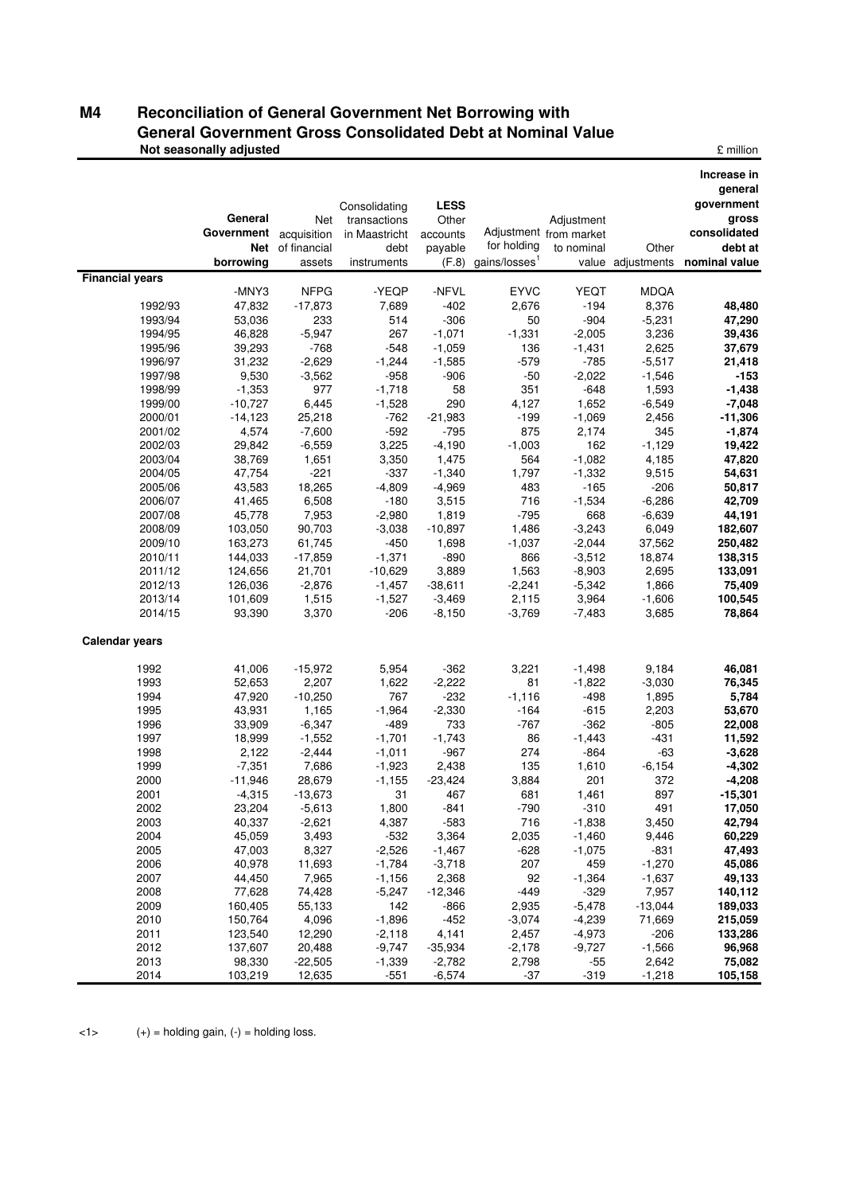# M4 Reconciliation of General Government Net Borrowing with General Government Gross Consolidated Debt at Nominal Value

**Not seasonally adjusted**

£ million

| | General Government Net borrowing | Net acquisition of financial assets | Consolidating transactions in Maastricht debt instruments | LESS Other accounts payable (F.8) | Adjustment for holding gains/losses[1] | Adjustment from market to nominal value | Other adjustments | Increase in general government gross consolidated debt at nominal value |
|---|---|---|---|---|---|---|---|---|
| **Financial years** | | | | | | | | |
| | -MNY3 | NFPG | -YEQP | -NFVL | EYVC | YEQT | MDQA | |
| 1992/93 | 47,832 | -17,873 | 7,689 | -402 | 2,676 | -194 | 8,376 | **48,480** |
| 1993/94 | 53,036 | 233 | 514 | -306 | 50 | -904 | -5,231 | **47,290** |
| 1994/95 | 46,828 | -5,947 | 267 | -1,071 | -1,331 | -2,005 | 3,236 | **39,436** |
| 1995/96 | 39,293 | -768 | -548 | -1,059 | 136 | -1,431 | 2,625 | **37,679** |
| 1996/97 | 31,232 | -2,629 | -1,244 | -1,585 | -579 | -785 | -5,517 | **21,418** |
| 1997/98 | 9,530 | -3,562 | -958 | -906 | -50 | -2,022 | -1,546 | **-153** |
| 1998/99 | -1,353 | 977 | -1,718 | 58 | 351 | -648 | 1,593 | **-1,438** |
| 1999/00 | -10,727 | 6,445 | -1,528 | 290 | 4,127 | 1,652 | -6,549 | **-7,048** |
| 2000/01 | -14,123 | 25,218 | -762 | -21,983 | -199 | -1,069 | 2,456 | **-11,306** |
| 2001/02 | 4,574 | -7,600 | -592 | -795 | 875 | 2,174 | 345 | **-1,874** |
| 2002/03 | 29,842 | -6,559 | 3,225 | -4,190 | -1,003 | 162 | -1,129 | **19,422** |
| 2003/04 | 38,769 | 1,651 | 3,350 | 1,475 | 564 | -1,082 | 4,185 | **47,820** |
| 2004/05 | 47,754 | -221 | -337 | -1,340 | 1,797 | -1,332 | 9,515 | **54,631** |
| 2005/06 | 43,583 | 18,265 | -4,809 | -4,969 | 483 | -165 | -206 | **50,817** |
| 2006/07 | 41,465 | 6,508 | -180 | 3,515 | 716 | -1,534 | -6,286 | **42,709** |
| 2007/08 | 45,778 | 7,953 | -2,980 | 1,819 | -795 | 668 | -6,639 | **44,191** |
| 2008/09 | 103,050 | 90,703 | -3,038 | -10,897 | 1,486 | -3,243 | 6,049 | **182,607** |
| 2009/10 | 163,273 | 61,745 | -450 | 1,698 | -1,037 | -2,044 | 37,562 | **250,482** |
| 2010/11 | 144,033 | -17,859 | -1,371 | -890 | 866 | -3,512 | 18,874 | **138,315** |
| 2011/12 | 124,656 | 21,701 | -10,629 | 3,889 | 1,563 | -8,903 | 2,695 | **133,091** |
| 2012/13 | 126,036 | -2,876 | -1,457 | -38,611 | -2,241 | -5,342 | 1,866 | **75,409** |
| 2013/14 | 101,609 | 1,515 | -1,527 | -3,469 | 2,115 | 3,964 | -1,606 | **100,545** |
| 2014/15 | 93,390 | 3,370 | -206 | -8,150 | -3,769 | -7,483 | 3,685 | **78,864** |
| **Calendar years** | | | | | | | | |
| 1992 | 41,006 | -15,972 | 5,954 | -362 | 3,221 | -1,498 | 9,184 | **46,081** |
| 1993 | 52,653 | 2,207 | 1,622 | -2,222 | 81 | -1,822 | -3,030 | **76,345** |
| 1994 | 47,920 | -10,250 | 767 | -232 | -1,116 | -498 | 1,895 | **5,784** |
| 1995 | 43,931 | 1,165 | -1,964 | -2,330 | -164 | -615 | 2,203 | **53,670** |
| 1996 | 33,909 | -6,347 | -489 | 733 | -767 | -362 | -805 | **22,008** |
| 1997 | 18,999 | -1,552 | -1,701 | -1,743 | 86 | -1,443 | -431 | **11,592** |
| 1998 | 2,122 | -2,444 | -1,011 | -967 | 274 | -864 | -63 | **-3,628** |
| 1999 | -7,351 | 7,686 | -1,923 | 2,438 | 135 | 1,610 | -6,154 | **-4,302** |
| 2000 | -11,946 | 28,679 | -1,155 | -23,424 | 3,884 | 201 | 372 | **-4,208** |
| 2001 | -4,315 | -13,673 | 31 | 467 | 681 | 1,461 | 897 | **-15,301** |
| 2002 | 23,204 | -5,613 | 1,800 | -841 | -790 | -310 | 491 | **17,050** |
| 2003 | 40,337 | -2,621 | 4,387 | -583 | 716 | -1,838 | 3,450 | **42,794** |
| 2004 | 45,059 | 3,493 | -532 | 3,364 | 2,035 | -1,460 | 9,446 | **60,229** |
| 2005 | 47,003 | 8,327 | -2,526 | -1,467 | -628 | -1,075 | -831 | **47,493** |
| 2006 | 40,978 | 11,693 | -1,784 | -3,718 | 207 | 459 | -1,270 | **45,086** |
| 2007 | 44,450 | 7,965 | -1,156 | 2,368 | 92 | -1,364 | -1,637 | **49,133** |
| 2008 | 77,628 | 74,428 | -5,247 | -12,346 | -449 | -329 | 7,957 | **140,112** |
| 2009 | 160,405 | 55,133 | 142 | -866 | 2,935 | -5,478 | -13,044 | **189,033** |
| 2010 | 150,764 | 4,096 | -1,896 | -452 | -3,074 | -4,239 | 71,669 | **215,059** |
| 2011 | 123,540 | 12,290 | -2,118 | 4,141 | 2,457 | -4,973 | -206 | **133,286** |
| 2012 | 137,607 | 20,488 | -9,747 | -35,934 | -2,178 | -9,727 | -1,566 | **96,968** |
| 2013 | 98,330 | -22,505 | -1,339 | -2,782 | 2,798 | -55 | 2,642 | **75,082** |
| 2014 | 103,219 | 12,635 | -551 | -6,574 | -37 | -319 | -1,218 | **105,158** |

<1> (+) = holding gain, (-) = holding loss.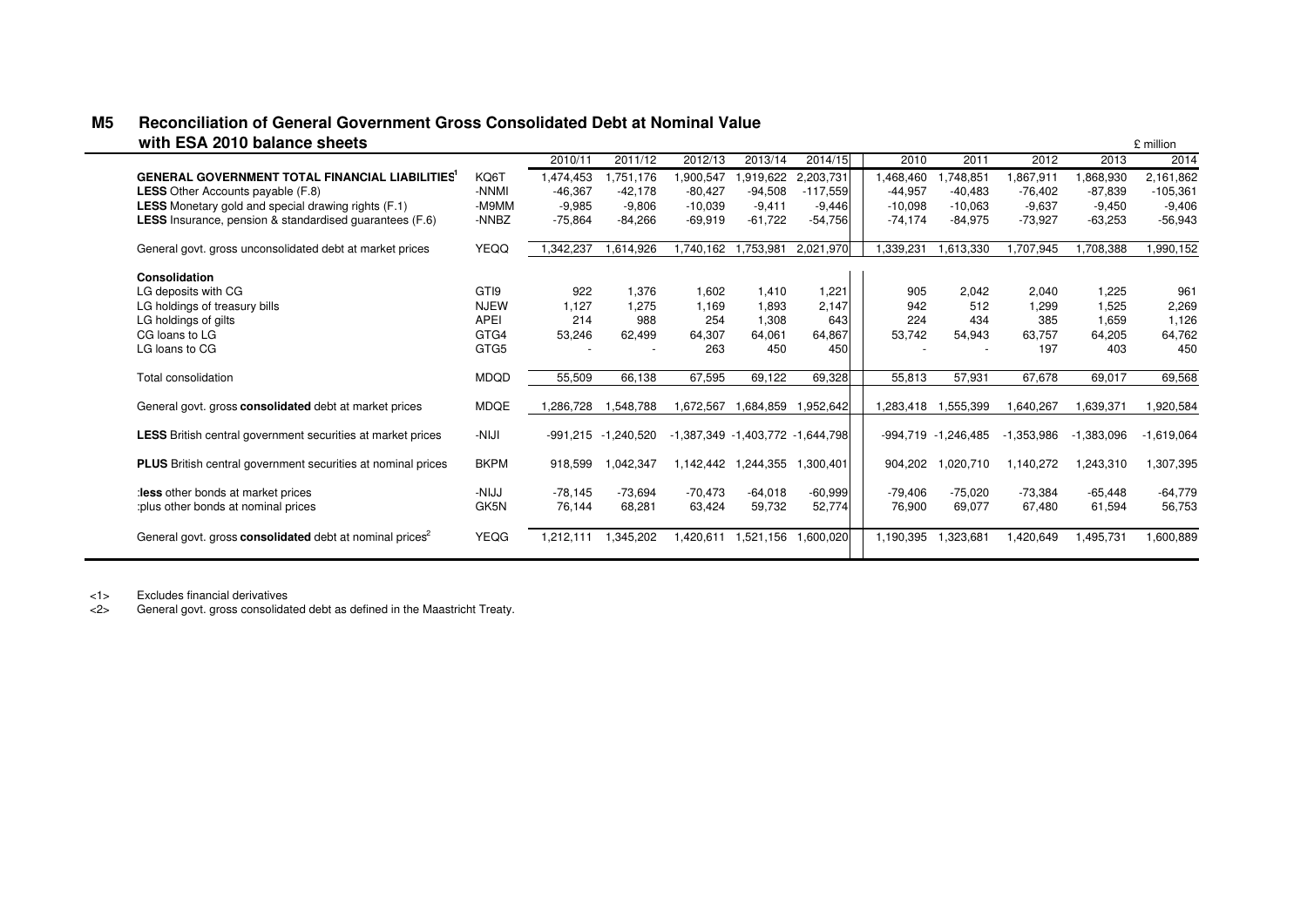## M5 Reconciliation of General Government Gross Consolidated Debt at Nominal Value with ESA 2010 balance sheets

£ million

| | | 2010/11 | 2011/12 | 2012/13 | 2013/14 | 2014/15 | 2010 | 2011 | 2012 | 2013 | 2014 |
|---|---|---|---|---|---|---|---|---|---|---|---|
| **GENERAL GOVERNMENT TOTAL FINANCIAL LIABILITIES**[1] | KQ6T | 1,474,453 | 1,751,176 | 1,900,547 | 1,919,622 | 2,203,731 | 1,468,460 | 1,748,851 | 1,867,911 | 1,868,930 | 2,161,862 |
| **LESS** Other Accounts payable (F.8) | -NNMI | -46,367 | -42,178 | -80,427 | -94,508 | -117,559 | -44,957 | -40,483 | -76,402 | -87,839 | -105,361 |
| **LESS** Monetary gold and special drawing rights (F.1) | -M9MM | -9,985 | -9,806 | -10,039 | -9,411 | -9,446 | -10,098 | -10,063 | -9,637 | -9,450 | -9,406 |
| **LESS** Insurance, pension & standardised guarantees (F.6) | -NNBZ | -75,864 | -84,266 | -69,919 | -61,722 | -54,756 | -74,174 | -84,975 | -73,927 | -63,253 | -56,943 |
| General govt. gross unconsolidated debt at market prices | YEQQ | 1,342,237 | 1,614,926 | 1,740,162 | 1,753,981 | 2,021,970 | 1,339,231 | 1,613,330 | 1,707,945 | 1,708,388 | 1,990,152 |
| **Consolidation** | | | | | | | | | | | |
| LG deposits with CG | GTI9 | 922 | 1,376 | 1,602 | 1,410 | 1,221 | 905 | 2,042 | 2,040 | 1,225 | 961 |
| LG holdings of treasury bills | NJEW | 1,127 | 1,275 | 1,169 | 1,893 | 2,147 | 942 | 512 | 1,299 | 1,525 | 2,269 |
| LG holdings of gilts | APEI | 214 | 988 | 254 | 1,308 | 643 | 224 | 434 | 385 | 1,659 | 1,126 |
| CG loans to LG | GTG4 | 53,246 | 62,499 | 64,307 | 64,061 | 64,867 | 53,742 | 54,943 | 63,757 | 64,205 | 64,762 |
| LG loans to CG | GTG5 | - | - | 263 | 450 | 450 | - | - | 197 | 403 | 450 |
| Total consolidation | MDQD | 55,509 | 66,138 | 67,595 | 69,122 | 69,328 | 55,813 | 57,931 | 67,678 | 69,017 | 69,568 |
| General govt. gross **consolidated** debt at market prices | MDQE | 1,286,728 | 1,548,788 | 1,672,567 | 1,684,859 | 1,952,642 | 1,283,418 | 1,555,399 | 1,640,267 | 1,639,371 | 1,920,584 |
| **LESS** British central government securities at market prices | -NIJI | -991,215 | -1,240,520 | -1,387,349 | -1,403,772 | -1,644,798 | -994,719 | -1,246,485 | -1,353,986 | -1,383,096 | -1,619,064 |
| **PLUS** British central government securities at nominal prices | BKPM | 918,599 | 1,042,347 | 1,142,442 | 1,244,355 | 1,300,401 | 904,202 | 1,020,710 | 1,140,272 | 1,243,310 | 1,307,395 |
| :**less** other bonds at market prices | -NIJJ | -78,145 | -73,694 | -70,473 | -64,018 | -60,999 | -79,406 | -75,020 | -73,384 | -65,448 | -64,779 |
| :plus other bonds at nominal prices | GK5N | 76,144 | 68,281 | 63,424 | 59,732 | 52,774 | 76,900 | 69,077 | 67,480 | 61,594 | 56,753 |
| General govt. gross **consolidated** debt at nominal prices[2] | YEQG | 1,212,111 | 1,345,202 | 1,420,611 | 1,521,156 | 1,600,020 | 1,190,395 | 1,323,681 | 1,420,649 | 1,495,731 | 1,600,889 |

<1> Excludes financial derivatives

<2> General govt. gross consolidated debt as defined in the Maastricht Treaty.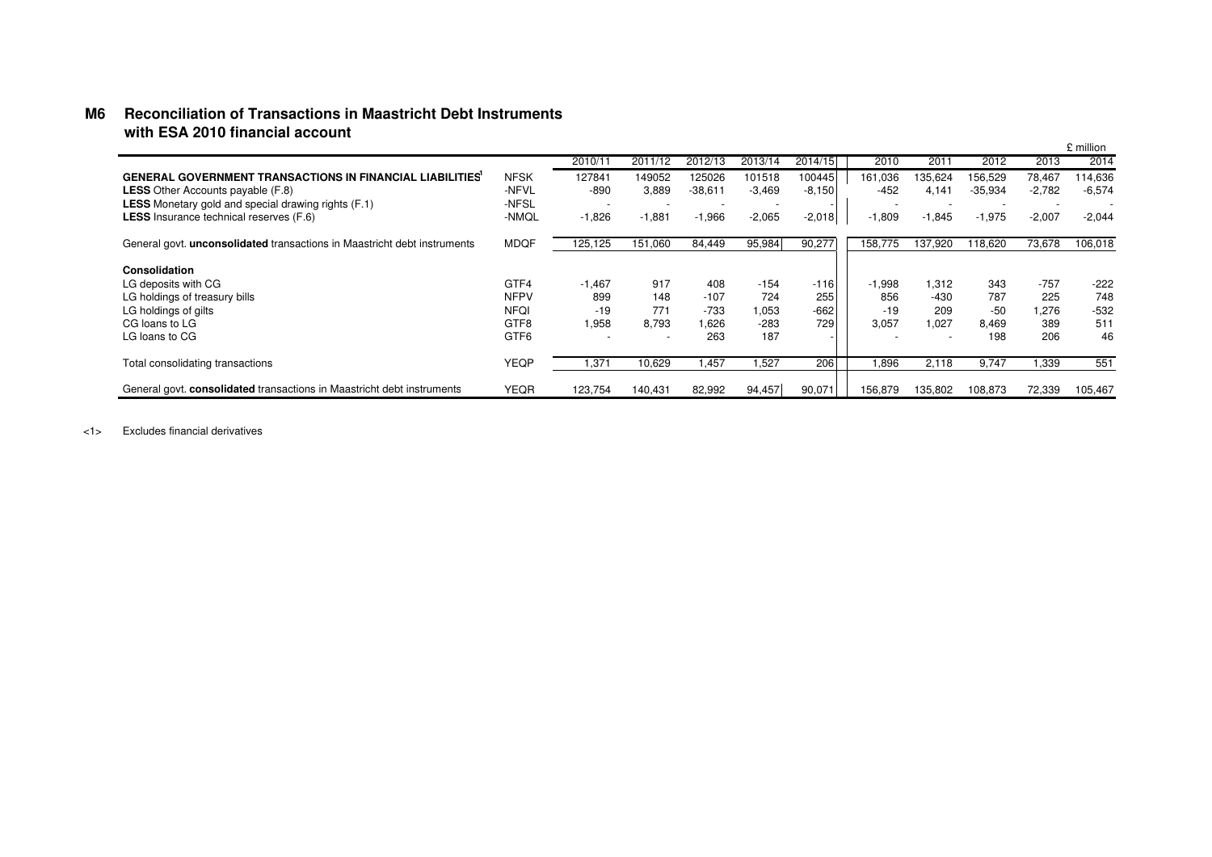## M6 Reconciliation of Transactions in Maastricht Debt Instruments with ESA 2010 financial account

£ million

| | | 2010/11 | 2011/12 | 2012/13 | 2013/14 | 2014/15 | 2010 | 2011 | 2012 | 2013 | 2014 |
|---|---|---|---|---|---|---|---|---|---|---|---|
| **GENERAL GOVERNMENT TRANSACTIONS IN FINANCIAL LIABILITIES**[1] | NFSK | 127841 | 149052 | 125026 | 101518 | 100445 | 161,036 | 135,624 | 156,529 | 78,467 | 114,636 |
| **LESS** Other Accounts payable (F.8) | -NFVL | -890 | 3,889 | -38,611 | -3,469 | -8,150 | -452 | 4,141 | -35,934 | -2,782 | -6,574 |
| **LESS** Monetary gold and special drawing rights (F.1) | -NFSL | - | - | - | - | - | - | - | - | - | - |
| **LESS** Insurance technical reserves (F.6) | -NMQL | -1,826 | -1,881 | -1,966 | -2,065 | -2,018 | -1,809 | -1,845 | -1,975 | -2,007 | -2,044 |
| General govt. **unconsolidated** transactions in Maastricht debt instruments | MDQF | 125,125 | 151,060 | 84,449 | 95,984 | 90,277 | 158,775 | 137,920 | 118,620 | 73,678 | 106,018 |
| **Consolidation** | | | | | | | | | | | |
| LG deposits with CG | GTF4 | -1,467 | 917 | 408 | -154 | -116 | -1,998 | 1,312 | 343 | -757 | -222 |
| LG holdings of treasury bills | NFPV | 899 | 148 | -107 | 724 | 255 | 856 | -430 | 787 | 225 | 748 |
| LG holdings of gilts | NFQI | -19 | 771 | -733 | 1,053 | -662 | -19 | 209 | -50 | 1,276 | -532 |
| CG loans to LG | GTF8 | 1,958 | 8,793 | 1,626 | -283 | 729 | 3,057 | 1,027 | 8,469 | 389 | 511 |
| LG loans to CG | GTF6 | - | - | 263 | 187 | - | - | - | 198 | 206 | 46 |
| Total consolidating transactions | YEQP | 1,371 | 10,629 | 1,457 | 1,527 | 206 | 1,896 | 2,118 | 9,747 | 1,339 | 551 |
| General govt. **consolidated** transactions in Maastricht debt instruments | YEQR | 123,754 | 140,431 | 82,992 | 94,457 | 90,071 | 156,879 | 135,802 | 108,873 | 72,339 | 105,467 |

<1> Excludes financial derivatives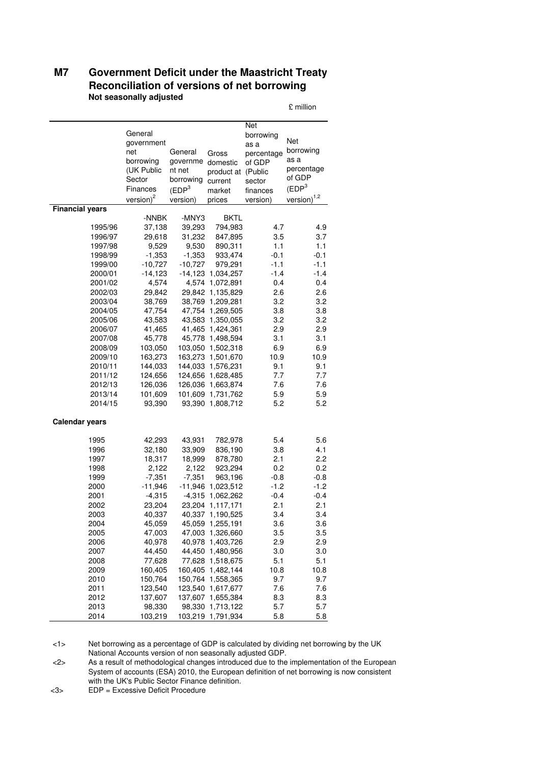# M7 Government Deficit under the Maastricht Treaty

## Reconciliation of versions of net borrowing

**Not seasonally adjusted**

£ million

| | General government net borrowing (UK Public Sector Finances version)[2] | General government net borrowing (EDP[3] version) | Gross domestic product at current market prices | Net borrowing as a percentage of GDP (Public sector finances version) | Net borrowing as a percentage of GDP (EDP[3] version)[1,2] |
|---|---|---|---|---|---|
| **Financial years** | | | | | |
| | -NNBK | -MNY3 | BKTL | | |
| 1995/96 | 37,138 | 39,293 | 794,983 | 4.7 | 4.9 |
| 1996/97 | 29,618 | 31,232 | 847,895 | 3.5 | 3.7 |
| 1997/98 | 9,529 | 9,530 | 890,311 | 1.1 | 1.1 |
| 1998/99 | -1,353 | -1,353 | 933,474 | -0.1 | -0.1 |
| 1999/00 | -10,727 | -10,727 | 979,291 | -1.1 | -1.1 |
| 2000/01 | -14,123 | -14,123 | 1,034,257 | -1.4 | -1.4 |
| 2001/02 | 4,574 | 4,574 | 1,072,891 | 0.4 | 0.4 |
| 2002/03 | 29,842 | 29,842 | 1,135,829 | 2.6 | 2.6 |
| 2003/04 | 38,769 | 38,769 | 1,209,281 | 3.2 | 3.2 |
| 2004/05 | 47,754 | 47,754 | 1,269,505 | 3.8 | 3.8 |
| 2005/06 | 43,583 | 43,583 | 1,350,055 | 3.2 | 3.2 |
| 2006/07 | 41,465 | 41,465 | 1,424,361 | 2.9 | 2.9 |
| 2007/08 | 45,778 | 45,778 | 1,498,594 | 3.1 | 3.1 |
| 2008/09 | 103,050 | 103,050 | 1,502,318 | 6.9 | 6.9 |
| 2009/10 | 163,273 | 163,273 | 1,501,670 | 10.9 | 10.9 |
| 2010/11 | 144,033 | 144,033 | 1,576,231 | 9.1 | 9.1 |
| 2011/12 | 124,656 | 124,656 | 1,628,485 | 7.7 | 7.7 |
| 2012/13 | 126,036 | 126,036 | 1,663,874 | 7.6 | 7.6 |
| 2013/14 | 101,609 | 101,609 | 1,731,762 | 5.9 | 5.9 |
| 2014/15 | 93,390 | 93,390 | 1,808,712 | 5.2 | 5.2 |
| **Calendar years** | | | | | |
| 1995 | 42,293 | 43,931 | 782,978 | 5.4 | 5.6 |
| 1996 | 32,180 | 33,909 | 836,190 | 3.8 | 4.1 |
| 1997 | 18,317 | 18,999 | 878,780 | 2.1 | 2.2 |
| 1998 | 2,122 | 2,122 | 923,294 | 0.2 | 0.2 |
| 1999 | -7,351 | -7,351 | 963,196 | -0.8 | -0.8 |
| 2000 | -11,946 | -11,946 | 1,023,512 | -1.2 | -1.2 |
| 2001 | -4,315 | -4,315 | 1,062,262 | -0.4 | -0.4 |
| 2002 | 23,204 | 23,204 | 1,117,171 | 2.1 | 2.1 |
| 2003 | 40,337 | 40,337 | 1,190,525 | 3.4 | 3.4 |
| 2004 | 45,059 | 45,059 | 1,255,191 | 3.6 | 3.6 |
| 2005 | 47,003 | 47,003 | 1,326,660 | 3.5 | 3.5 |
| 2006 | 40,978 | 40,978 | 1,403,726 | 2.9 | 2.9 |
| 2007 | 44,450 | 44,450 | 1,480,956 | 3.0 | 3.0 |
| 2008 | 77,628 | 77,628 | 1,518,675 | 5.1 | 5.1 |
| 2009 | 160,405 | 160,405 | 1,482,144 | 10.8 | 10.8 |
| 2010 | 150,764 | 150,764 | 1,558,365 | 9.7 | 9.7 |
| 2011 | 123,540 | 123,540 | 1,617,677 | 7.6 | 7.6 |
| 2012 | 137,607 | 137,607 | 1,655,384 | 8.3 | 8.3 |
| 2013 | 98,330 | 98,330 | 1,713,122 | 5.7 | 5.7 |
| 2014 | 103,219 | 103,219 | 1,791,934 | 5.8 | 5.8 |

<1> Net borrowing as a percentage of GDP is calculated by dividing net borrowing by the UK National Accounts version of non seasonally adjusted GDP.

<2> As a result of methodological changes introduced due to the implementation of the European System of accounts (ESA) 2010, the European definition of net borrowing is now consistent with the UK's Public Sector Finance definition.

<3> EDP = Excessive Deficit Procedure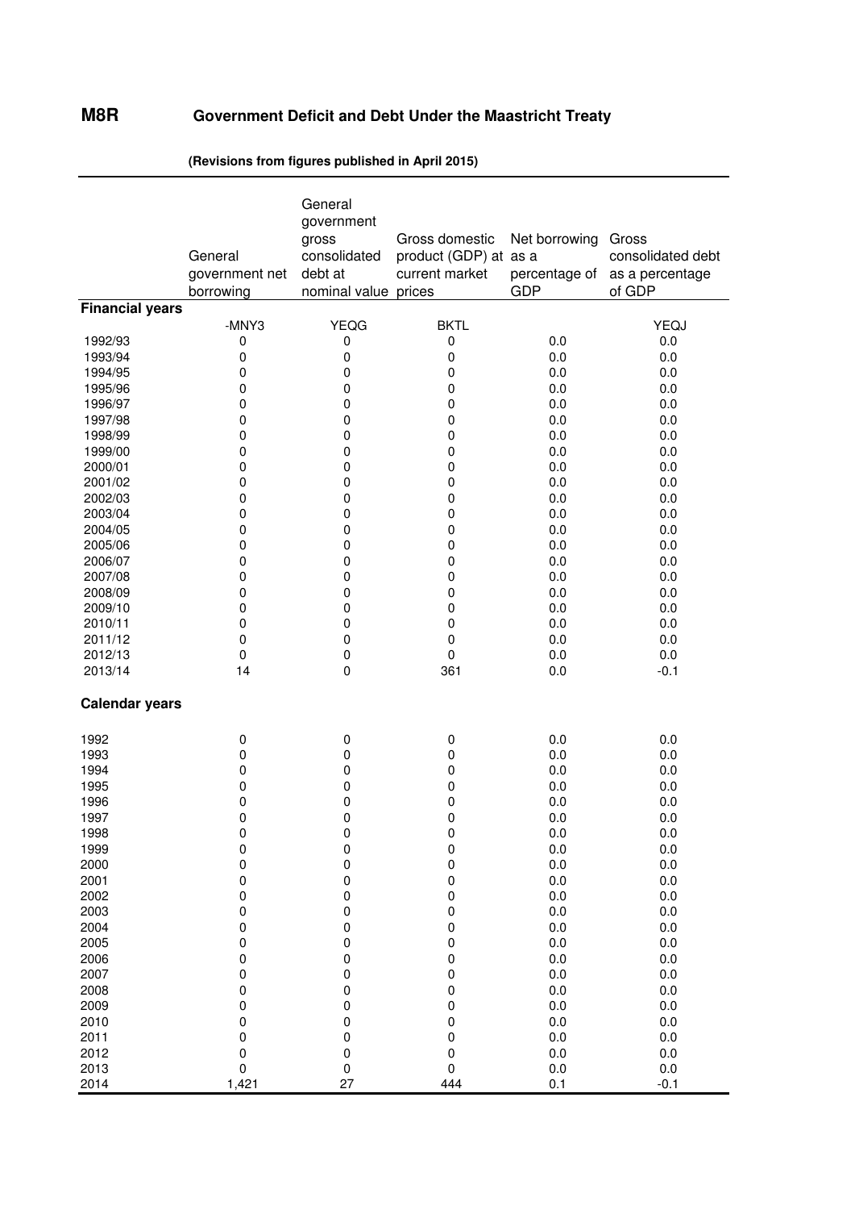# M8R Government Deficit and Debt Under the Maastricht Treaty

**(Revisions from figures published in April 2015)**

| | General government net borrowing | General government gross consolidated debt at nominal value | Gross domestic product (GDP) at current market prices | Net borrowing as a percentage of GDP | Gross consolidated debt as a percentage of GDP |
|---|---|---|---|---|---|
| **Financial years** | | | | | |
| | -MNY3 | YEQG | BKTL | | YEQJ |
| 1992/93 | 0 | 0 | 0 | 0.0 | 0.0 |
| 1993/94 | 0 | 0 | 0 | 0.0 | 0.0 |
| 1994/95 | 0 | 0 | 0 | 0.0 | 0.0 |
| 1995/96 | 0 | 0 | 0 | 0.0 | 0.0 |
| 1996/97 | 0 | 0 | 0 | 0.0 | 0.0 |
| 1997/98 | 0 | 0 | 0 | 0.0 | 0.0 |
| 1998/99 | 0 | 0 | 0 | 0.0 | 0.0 |
| 1999/00 | 0 | 0 | 0 | 0.0 | 0.0 |
| 2000/01 | 0 | 0 | 0 | 0.0 | 0.0 |
| 2001/02 | 0 | 0 | 0 | 0.0 | 0.0 |
| 2002/03 | 0 | 0 | 0 | 0.0 | 0.0 |
| 2003/04 | 0 | 0 | 0 | 0.0 | 0.0 |
| 2004/05 | 0 | 0 | 0 | 0.0 | 0.0 |
| 2005/06 | 0 | 0 | 0 | 0.0 | 0.0 |
| 2006/07 | 0 | 0 | 0 | 0.0 | 0.0 |
| 2007/08 | 0 | 0 | 0 | 0.0 | 0.0 |
| 2008/09 | 0 | 0 | 0 | 0.0 | 0.0 |
| 2009/10 | 0 | 0 | 0 | 0.0 | 0.0 |
| 2010/11 | 0 | 0 | 0 | 0.0 | 0.0 |
| 2011/12 | 0 | 0 | 0 | 0.0 | 0.0 |
| 2012/13 | 0 | 0 | 0 | 0.0 | 0.0 |
| 2013/14 | 14 | 0 | 361 | 0.0 | -0.1 |
| **Calendar years** | | | | | |
| 1992 | 0 | 0 | 0 | 0.0 | 0.0 |
| 1993 | 0 | 0 | 0 | 0.0 | 0.0 |
| 1994 | 0 | 0 | 0 | 0.0 | 0.0 |
| 1995 | 0 | 0 | 0 | 0.0 | 0.0 |
| 1996 | 0 | 0 | 0 | 0.0 | 0.0 |
| 1997 | 0 | 0 | 0 | 0.0 | 0.0 |
| 1998 | 0 | 0 | 0 | 0.0 | 0.0 |
| 1999 | 0 | 0 | 0 | 0.0 | 0.0 |
| 2000 | 0 | 0 | 0 | 0.0 | 0.0 |
| 2001 | 0 | 0 | 0 | 0.0 | 0.0 |
| 2002 | 0 | 0 | 0 | 0.0 | 0.0 |
| 2003 | 0 | 0 | 0 | 0.0 | 0.0 |
| 2004 | 0 | 0 | 0 | 0.0 | 0.0 |
| 2005 | 0 | 0 | 0 | 0.0 | 0.0 |
| 2006 | 0 | 0 | 0 | 0.0 | 0.0 |
| 2007 | 0 | 0 | 0 | 0.0 | 0.0 |
| 2008 | 0 | 0 | 0 | 0.0 | 0.0 |
| 2009 | 0 | 0 | 0 | 0.0 | 0.0 |
| 2010 | 0 | 0 | 0 | 0.0 | 0.0 |
| 2011 | 0 | 0 | 0 | 0.0 | 0.0 |
| 2012 | 0 | 0 | 0 | 0.0 | 0.0 |
| 2013 | 0 | 0 | 0 | 0.0 | 0.0 |
| 2014 | 1,421 | 27 | 444 | 0.1 | -0.1 |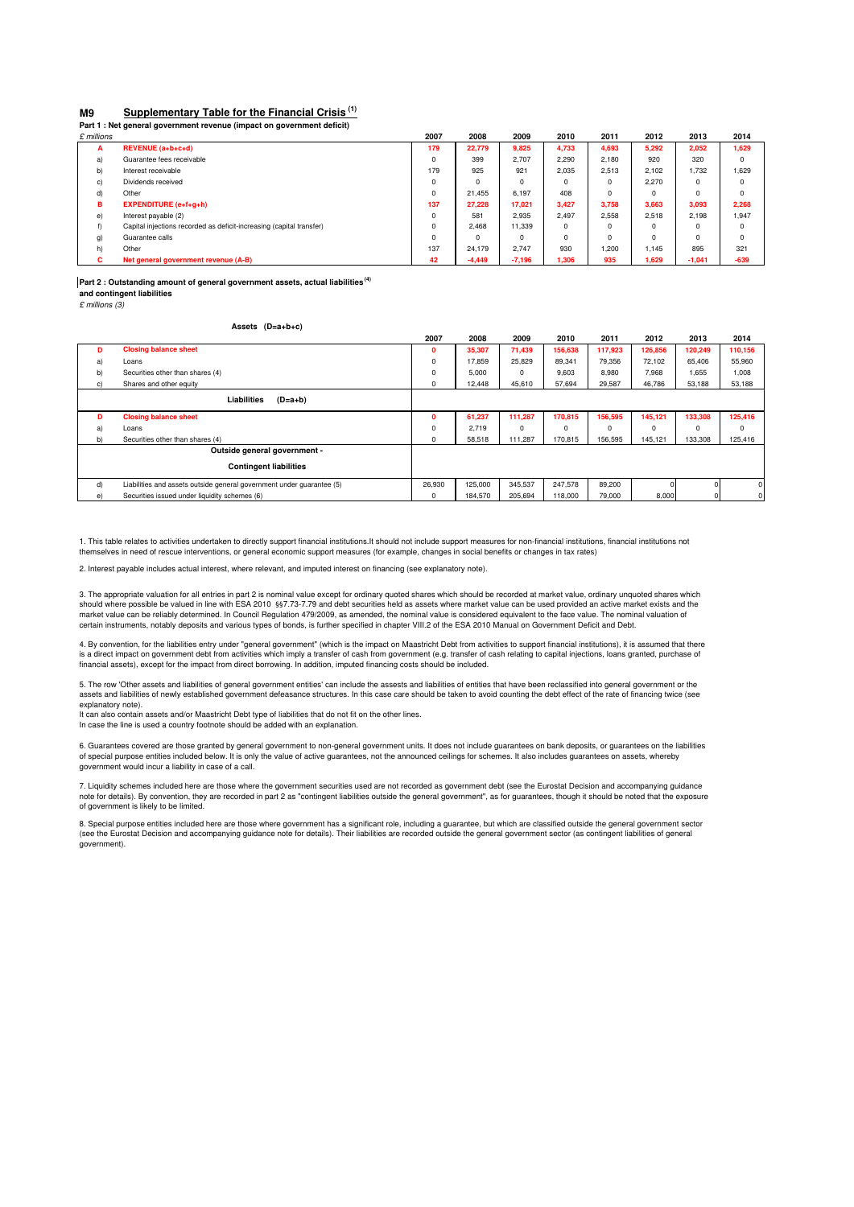## M9 Supplementary Table for the Financial Crisis [1]

**Part 1 : Net general government revenue (impact on government deficit)**

*£ millions*

| | | 2007 | 2008 | 2009 | 2010 | 2011 | 2012 | 2013 | 2014 |
|---|---|---|---|---|---|---|---|---|---|
| **A** | **REVENUE (a+b+c+d)** | **179** | **22,779** | **9,825** | **4,733** | **4,693** | **5,292** | **2,052** | **1,629** |
| a) | Guarantee fees receivable | 0 | 399 | 2,707 | 2,290 | 2,180 | 920 | 320 | 0 |
| b) | Interest receivable | 179 | 925 | 921 | 2,035 | 2,513 | 2,102 | 1,732 | 1,629 |
| c) | Dividends received | 0 | 0 | 0 | 0 | 0 | 2,270 | 0 | 0 |
| d) | Other | 0 | 21,455 | 6,197 | 408 | 0 | 0 | 0 | 0 |
| **B** | **EXPENDITURE (e+f+g+h)** | **137** | **27,228** | **17,021** | **3,427** | **3,758** | **3,663** | **3,093** | **2,268** |
| e) | Interest payable (2) | 0 | 581 | 2,935 | 2,497 | 2,558 | 2,518 | 2,198 | 1,947 |
| f) | Capital injections recorded as deficit-increasing (capital transfer) | 0 | 2,468 | 11,339 | 0 | 0 | 0 | 0 | 0 |
| g) | Guarantee calls | 0 | 0 | 0 | 0 | 0 | 0 | 0 | 0 |
| h) | Other | 137 | 24,179 | 2,747 | 930 | 1,200 | 1,145 | 895 | 321 |
| **C** | **Net general government revenue (A-B)** | **42** | **-4,449** | **-7,196** | **1,306** | **935** | **1,629** | **-1,041** | **-639** |

**Part 2 : Outstanding amount of general government assets, actual liabilities [4] and contingent liabilities**

*£ millions (3)*

| | **Assets (D=a+b+c)** | 2007 | 2008 | 2009 | 2010 | 2011 | 2012 | 2013 | 2014 |
|---|---|---|---|---|---|---|---|---|---|
| **D** | **Closing balance sheet** | **0** | **35,307** | **71,439** | **156,638** | **117,923** | **126,856** | **120,249** | **110,156** |
| a) | Loans | 0 | 17,859 | 25,829 | 89,341 | 79,356 | 72,102 | 65,406 | 55,960 |
| b) | Securities other than shares (4) | 0 | 5,000 | 0 | 9,603 | 8,980 | 7,968 | 1,655 | 1,008 |
| c) | Shares and other equity | 0 | 12,448 | 45,610 | 57,694 | 29,587 | 46,786 | 53,188 | 53,188 |
| | **Liabilities (D=a+b)** | | | | | | | | |
| **D** | **Closing balance sheet** | **0** | **61,237** | **111,287** | **170,815** | **156,595** | **145,121** | **133,308** | **125,416** |
| a) | Loans | 0 | 2,719 | 0 | 0 | 0 | 0 | 0 | 0 |
| b) | Securities other than shares (4) | 0 | 58,518 | 111,287 | 170,815 | 156,595 | 145,121 | 133,308 | 125,416 |
| | **Outside general government - Contingent liabilities** | | | | | | | | |
| d) | Liabilities and assets outside general government under guarantee (5) | 26,930 | 125,000 | 345,537 | 247,578 | 89,200 | 0 | 0 | 0 |
| e) | Securities issued under liquidity schemes (6) | 0 | 184,570 | 205,694 | 118,000 | 79,000 | 8,000 | 0 | 0 |

1. This table relates to activities undertaken to directly support financial institutions.It should not include support measures for non-financial institutions, financial institutions not themselves in need of rescue interventions, or general economic support measures (for example, changes in social benefits or changes in tax rates)

2. Interest payable includes actual interest, where relevant, and imputed interest on financing (see explanatory note).

3. The appropriate valuation for all entries in part 2 is nominal value except for ordinary quoted shares which should be recorded at market value, ordinary unquoted shares which should where possible be valued in line with ESA 2010 §§7.73-7.79 and debt securities held as assets where market value can be used provided an active market exists and the market value can be reliably determined. In Council Regulation 479/2009, as amended, the nominal value is considered equivalent to the face value. The nominal valuation of certain instruments, notably deposits and various types of bonds, is further specified in chapter VIII.2 of the ESA 2010 Manual on Government Deficit and Debt.

4. By convention, for the liabilities entry under "general government" (which is the impact on Maastricht Debt from activities to support financial institutions), it is assumed that there is a direct impact on government debt from activities which imply a transfer of cash from government (e.g. transfer of cash relating to capital injections, loans granted, purchase of financial assets), except for the impact from direct borrowing. In addition, imputed financing costs should be included.

5. The row 'Other assets and liabilities of general government entities' can include the assets and liabilities of entities that have been reclassified into general government or the assets and liabilities of newly established government defeasance structures. In this case care should be taken to avoid counting the debt effect of the rate of financing twice (see explanatory note).
It can also contain assets and/or Maastricht Debt type of liabilities that do not fit on the other lines.
In case the line is used a country footnote should be added with an explanation.

6. Guarantees covered are those granted by general government to non-general government units. It does not include guarantees on bank deposits, or guarantees on the liabilities of special purpose entities included below. It is only the value of active guarantees, not the announced ceilings for schemes. It also includes guarantees on assets, whereby government would incur a liability in case of a call.

7. Liquidity schemes included here are those where the government securities used are not recorded as government debt (see the Eurostat Decision and accompanying guidance note for details). By convention, they are recorded in part 2 as "contingent liabilities outside the general government", as for guarantees, though it should be noted that the exposure of government is likely to be limited.

8. Special purpose entities included here are those where government has a significant role, including a guarantee, but which are classified outside the general government sector (see the Eurostat Decision and accompanying guidance note for details). Their liabilities are recorded outside the general government sector (as contingent liabilities of general government).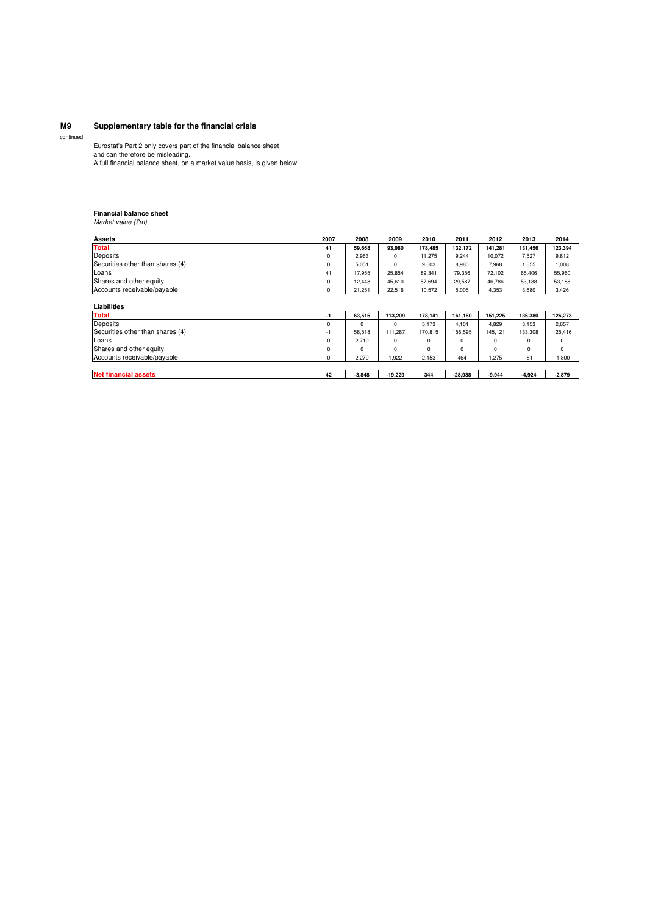## M9 Supplementary table for the financial crisis

continued

Eurostat's Part 2 only covers part of the financial balance sheet
and can therefore be misleading.
A full financial balance sheet, on a market value basis, is given below.

**Financial balance sheet**
*Market value (£m)*

| **Assets** | 2007 | 2008 | 2009 | 2010 | 2011 | 2012 | 2013 | 2014 |
|---|---|---|---|---|---|---|---|---|
| **Total** | **41** | **59,668** | **93,980** | **178,485** | **132,172** | **141,281** | **131,456** | **123,394** |
| Deposits | 0 | 2,963 | 0 | 11,275 | 9,244 | 10,072 | 7,527 | 9,812 |
| Securities other than shares (4) | 0 | 5,051 | 0 | 9,603 | 8,980 | 7,968 | 1,655 | 1,008 |
| Loans | 41 | 17,955 | 25,854 | 89,341 | 79,356 | 72,102 | 65,406 | 55,960 |
| Shares and other equity | 0 | 12,448 | 45,610 | 57,694 | 29,587 | 46,786 | 53,188 | 53,188 |
| Accounts receivable/payable | 0 | 21,251 | 22,516 | 10,572 | 5,005 | 4,353 | 3,680 | 3,426 |
| **Liabilities** | | | | | | | | |
| **Total** | **-1** | **63,516** | **113,209** | **178,141** | **161,160** | **151,225** | **136,380** | **126,273** |
| Deposits | 0 | 0 | 0 | 5,173 | 4,101 | 4,829 | 3,153 | 2,657 |
| Securities other than shares (4) | -1 | 58,518 | 111,287 | 170,815 | 156,595 | 145,121 | 133,308 | 125,416 |
| Loans | 0 | 2,719 | 0 | 0 | 0 | 0 | 0 | 0 |
| Shares and other equity | 0 | 0 | 0 | 0 | 0 | 0 | 0 | 0 |
| Accounts receivable/payable | 0 | 2,279 | 1,922 | 2,153 | 464 | 1,275 | -81 | -1,800 |
| **Net financial assets** | **42** | **-3,848** | **-19,229** | **344** | **-28,988** | **-9,944** | **-4,924** | **-2,879** |